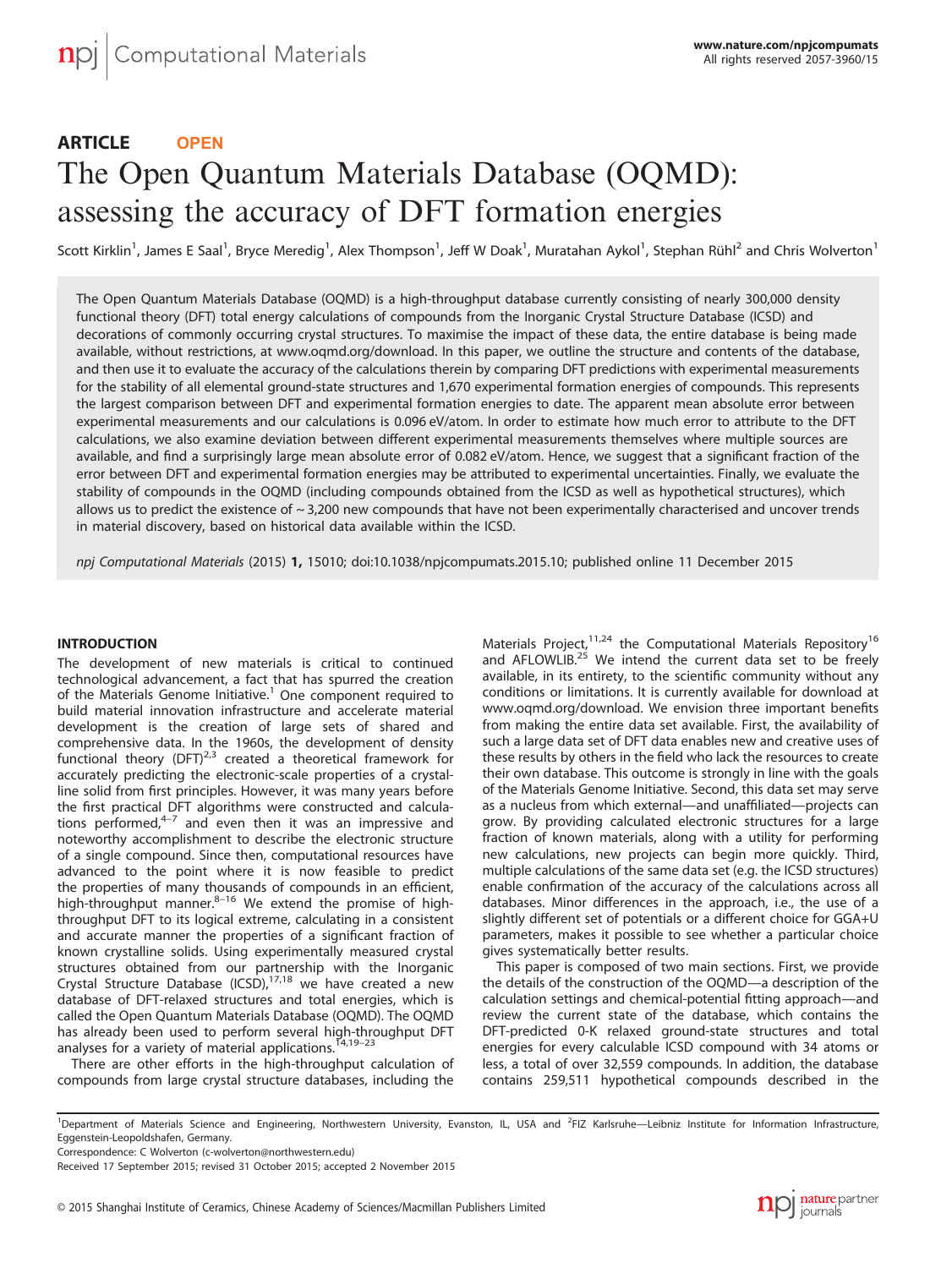ARTICLE OPEN

# The Open Quantum Materials Database (OQMD): assessing the accuracy of DFT formation energies

Scott Kirklin[1], James E Saal[1], Bryce Meredig[1], Alex Thompson[1], Jeff W Doak[1], Muratahan Aykol[1], Stephan Rühl[2] and Chris Wolverton[1]

The Open Quantum Materials Database (OQMD) is a high-throughput database currently consisting of nearly 300,000 density functional theory (DFT) total energy calculations of compounds from the Inorganic Crystal Structure Database (ICSD) and decorations of commonly occurring crystal structures. To maximise the impact of these data, the entire database is being made available, without restrictions, at www.oqmd.org/download. In this paper, we outline the structure and contents of the database, and then use it to evaluate the accuracy of the calculations therein by comparing DFT predictions with experimental measurements for the stability of all elemental ground-state structures and 1,670 experimental formation energies of compounds. This represents the largest comparison between DFT and experimental formation energies to date. The apparent mean absolute error between experimental measurements and our calculations is 0.096 eV/atom. In order to estimate how much error to attribute to the DFT calculations, we also examine deviation between different experimental measurements themselves where multiple sources are available, and find a surprisingly large mean absolute error of 0.082 eV/atom. Hence, we suggest that a significant fraction of the error between DFT and experimental formation energies may be attributed to experimental uncertainties. Finally, we evaluate the stability of compounds in the OQMD (including compounds obtained from the ICSD as well as hypothetical structures), which allows us to predict the existence of ~3,200 new compounds that have not been experimentally characterised and uncover trends in material discovery, based on historical data available within the ICSD.

*npj Computational Materials* (2015) **1,** 15010; doi:10.1038/npjcompumats.2015.10; published online 11 December 2015

## INTRODUCTION

The development of new materials is critical to continued technological advancement, a fact that has spurred the creation of the Materials Genome Initiative.[1] One component required to build material innovation infrastructure and accelerate material development is the creation of large sets of shared and comprehensive data. In the 1960s, the development of density functional theory (DFT)[2,3] created a theoretical framework for accurately predicting the electronic-scale properties of a crystalline solid from first principles. However, it was many years before the first practical DFT algorithms were constructed and calculations performed,[4–7] and even then it was an impressive and noteworthy accomplishment to describe the electronic structure of a single compound. Since then, computational resources have advanced to the point where it is now feasible to predict the properties of many thousands of compounds in an efficient, high-throughput manner.[8–16] We extend the promise of high-throughput DFT to its logical extreme, calculating in a consistent and accurate manner the properties of a significant fraction of known crystalline solids. Using experimentally measured crystal structures obtained from our partnership with the Inorganic Crystal Structure Database (ICSD),[17,18] we have created a new database of DFT-relaxed structures and total energies, which is called the Open Quantum Materials Database (OQMD). The OQMD has already been used to perform several high-throughput DFT analyses for a variety of material applications.[14,19–23]

There are other efforts in the high-throughput calculation of compounds from large crystal structure databases, including the Materials Project,[11,24] the Computational Materials Repository[16] and AFLOWLIB.[25] We intend the current data set to be freely available, in its entirety, to the scientific community without any conditions or limitations. It is currently available for download at www.oqmd.org/download. We envision three important benefits from making the entire data set available. First, the availability of such a large data set of DFT data enables new and creative uses of these results by others in the field who lack the resources to create their own database. This outcome is strongly in line with the goals of the Materials Genome Initiative. Second, this data set may serve as a nucleus from which external—and unaffiliated—projects can grow. By providing calculated electronic structures for a large fraction of known materials, along with a utility for performing new calculations, new projects can begin more quickly. Third, multiple calculations of the same data set (e.g. the ICSD structures) enable confirmation of the accuracy of the calculations across all databases. Minor differences in the approach, i.e., the use of a slightly different set of potentials or a different choice for GGA+U parameters, makes it possible to see whether a particular choice gives systematically better results.

This paper is composed of two main sections. First, we provide the details of the construction of the OQMD—a description of the calculation settings and chemical-potential fitting approach—and review the current state of the database, which contains the DFT-predicted 0-K relaxed ground-state structures and total energies for every calculable ICSD compound with 34 atoms or less, a total of over 32,559 compounds. In addition, the database contains 259,511 hypothetical compounds described in the

[1]Department of Materials Science and Engineering, Northwestern University, Evanston, IL, USA and [2]FIZ Karlsruhe—Leibniz Institute for Information Infrastructure, Eggenstein-Leopoldshafen, Germany.
Correspondence: C Wolverton (c-wolverton@northwestern.edu)
Received 17 September 2015; revised 31 October 2015; accepted 2 November 2015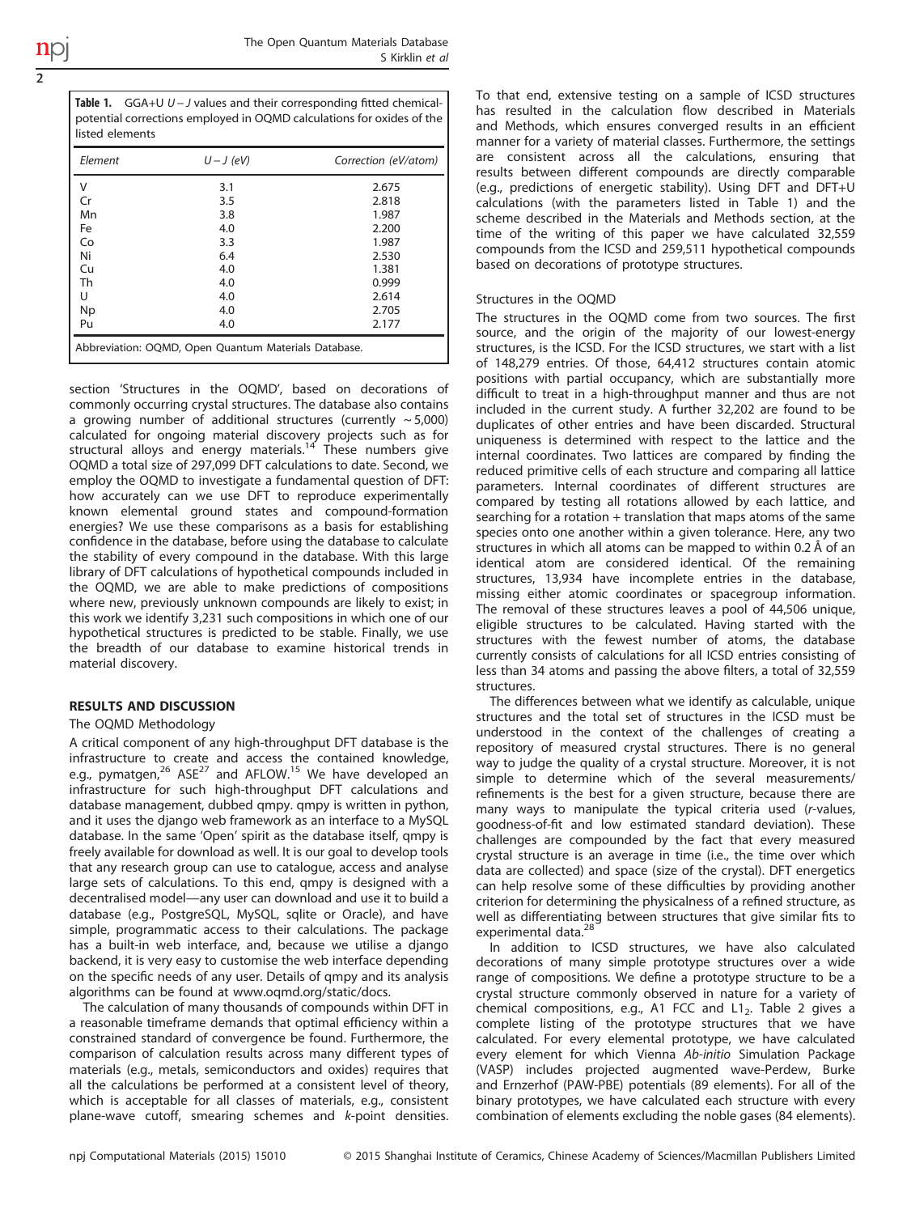**Table 1.** GGA+U $U-J$ values and their corresponding fitted chemical-potential corrections employed in OQMD calculations for oxides of the listed elements

| Element | $U-J$ (eV) | Correction (eV/atom) |
|---|---|---|
| V | 3.1 | 2.675 |
| Cr | 3.5 | 2.818 |
| Mn | 3.8 | 1.987 |
| Fe | 4.0 | 2.200 |
| Co | 3.3 | 1.987 |
| Ni | 6.4 | 2.530 |
| Cu | 4.0 | 1.381 |
| Th | 4.0 | 0.999 |
| U | 4.0 | 2.614 |
| Np | 4.0 | 2.705 |
| Pu | 4.0 | 2.177 |

Abbreviation: OQMD, Open Quantum Materials Database.

section 'Structures in the OQMD', based on decorations of commonly occurring crystal structures. The database also contains a growing number of additional structures (currently ~5,000) calculated for ongoing material discovery projects such as for structural alloys and energy materials.[14] These numbers give OQMD a total size of 297,099 DFT calculations to date. Second, we employ the OQMD to investigate a fundamental question of DFT: how accurately can we use DFT to reproduce experimentally known elemental ground states and compound-formation energies? We use these comparisons as a basis for establishing confidence in the database, before using the database to calculate the stability of every compound in the database. With this large library of DFT calculations of hypothetical compounds included in the OQMD, we are able to make predictions of compositions where new, previously unknown compounds are likely to exist; in this work we identify 3,231 such compositions in which one of our hypothetical structures is predicted to be stable. Finally, we use the breadth of our database to examine historical trends in material discovery.

## RESULTS AND DISCUSSION

### The OQMD Methodology

A critical component of any high-throughput DFT database is the infrastructure to create and access the contained knowledge, e.g., pymatgen,[26] ASE[27] and AFLOW.[15] We have developed an infrastructure for such high-throughput DFT calculations and database management, dubbed qmpy. qmpy is written in python, and it uses the django web framework as an interface to a MySQL database. In the same 'Open' spirit as the database itself, qmpy is freely available for download as well. It is our goal to develop tools that any research group can use to catalogue, access and analyse large sets of calculations. To this end, qmpy is designed with a decentralised model—any user can download and use it to build a database (e.g., PostgreSQL, MySQL, sqlite or Oracle), and have simple, programmatic access to their calculations. The package has a built-in web interface, and, because we utilise a django backend, it is very easy to customise the web interface depending on the specific needs of any user. Details of qmpy and its analysis algorithms can be found at www.oqmd.org/static/docs.

The calculation of many thousands of compounds within DFT in a reasonable timeframe demands that optimal efficiency within a constrained standard of convergence be found. Furthermore, the comparison of calculation results across many different types of materials (e.g., metals, semiconductors and oxides) requires that all the calculations be performed at a consistent level of theory, which is acceptable for all classes of materials, e.g., consistent plane-wave cutoff, smearing schemes and $k$-point densities. To that end, extensive testing on a sample of ICSD structures has resulted in the calculation flow described in Materials and Methods, which ensures converged results in an efficient manner for a variety of material classes. Furthermore, the settings are consistent across all the calculations, ensuring that results between different compounds are directly comparable (e.g., predictions of energetic stability). Using DFT and DFT+U calculations (with the parameters listed in Table 1) and the scheme described in the Materials and Methods section, at the time of the writing of this paper we have calculated 32,559 compounds from the ICSD and 259,511 hypothetical compounds based on decorations of prototype structures.

### Structures in the OQMD

The structures in the OQMD come from two sources. The first source, and the origin of the majority of our lowest-energy structures, is the ICSD. For the ICSD structures, we start with a list of 148,279 entries. Of those, 64,412 structures contain atomic positions with partial occupancy, which are substantially more difficult to treat in a high-throughput manner and thus are not included in the current study. A further 32,202 are found to be duplicates of other entries and have been discarded. Structural uniqueness is determined with respect to the lattice and the internal coordinates. Two lattices are compared by finding the reduced primitive cells of each structure and comparing all lattice parameters. Internal coordinates of different structures are compared by testing all rotations allowed by each lattice, and searching for a rotation + translation that maps atoms of the same species onto one another within a given tolerance. Here, any two structures in which all atoms can be mapped to within 0.2 Å of an identical atom are considered identical. Of the remaining structures, 13,934 have incomplete entries in the database, missing either atomic coordinates or spacegroup information. The removal of these structures leaves a pool of 44,506 unique, eligible structures to be calculated. Having started with the structures with the fewest number of atoms, the database currently consists of calculations for all ICSD entries consisting of less than 34 atoms and passing the above filters, a total of 32,559 structures.

The differences between what we identify as calculable, unique structures and the total set of structures in the ICSD must be understood in the context of the challenges of creating a repository of measured crystal structures. There is no general way to judge the quality of a crystal structure. Moreover, it is not simple to determine which of the several measurements/refinements is the best for a given structure, because there are many ways to manipulate the typical criteria used ($r$-values, goodness-of-fit and low estimated standard deviation). These challenges are compounded by the fact that every measured crystal structure is an average in time (i.e., the time over which data are collected) and space (size of the crystal). DFT energetics can help resolve some of these difficulties by providing another criterion for determining the physicalness of a refined structure, as well as differentiating between structures that give similar fits to experimental data.[28]

In addition to ICSD structures, we have also calculated decorations of many simple prototype structures over a wide range of compositions. We define a prototype structure to be a crystal structure commonly observed in nature for a variety of chemical compositions, e.g., A1 FCC and $L1_2$. Table 2 gives a complete listing of the prototype structures that we have calculated. For every elemental prototype, we have calculated every element for which Vienna *Ab-initio* Simulation Package (VASP) includes projected augmented wave-Perdew, Burke and Ernzerhof (PAW-PBE) potentials (89 elements). For all of the binary prototypes, we have calculated each structure with every combination of elements excluding the noble gases (84 elements).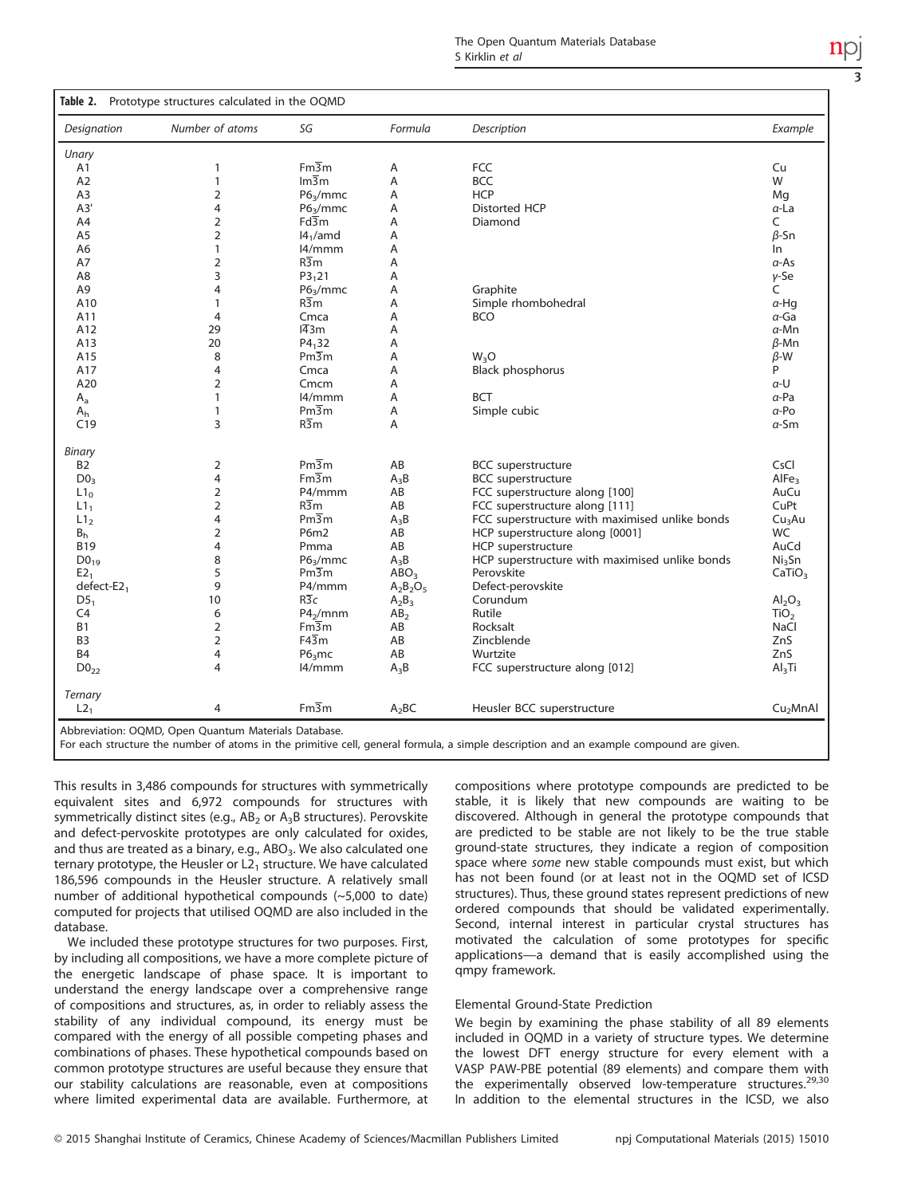**Table 2.** Prototype structures calculated in the OQMD

| Designation | Number of atoms | SG | Formula | Description | Example |
|---|---|---|---|---|---|
| *Unary* | | | | | |
| A1 | 1 | $Fm\overline{3}m$ | A | FCC | Cu |
| A2 | 1 | $Im\overline{3}m$ | A | BCC | W |
| A3 | 2 | $P6_3/mmc$ | A | HCP | Mg |
| A3' | 4 | $P6_3/mmc$ | A | Distorted HCP | α-La |
| A4 | 2 | $Fd\overline{3}m$ | A | Diamond | C |
| A5 | 2 | $I4_1/amd$ | A | | β-Sn |
| A6 | 1 | I4/mmm | A | | In |
| A7 | 2 | $R\overline{3}m$ | A | | α-As |
| A8 | 3 | $P3_121$ | A | | γ-Se |
| A9 | 4 | $P6_3/mmc$ | A | Graphite | C |
| A10 | 1 | $R\overline{3}m$ | A | Simple rhombohedral | α-Hg |
| A11 | 4 | Cmca | A | BCO | α-Ga |
| A12 | 29 | $I\overline{4}3m$ | A | | α-Mn |
| A13 | 20 | $P4_132$ | A | | β-Mn |
| A15 | 8 | $Pm\overline{3}m$ | A | $W_3O$ | β-W |
| A17 | 4 | Cmca | A | Black phosphorus | P |
| A20 | 2 | Cmcm | A | | α-U |
| $A_a$ | 1 | I4/mmm | A | BCT | α-Pa |
| $A_h$ | 1 | $Pm\overline{3}m$ | A | Simple cubic | α-Po |
| C19 | 3 | $R\overline{3}m$ | A | | α-Sm |
| *Binary* | | | | | |
| B2 | 2 | $Pm\overline{3}m$ | AB | BCC superstructure | CsCl |
| $D0_3$ | 4 | $Fm\overline{3}m$ | $A_3B$ | BCC superstructure | $AlFe_3$ |
| $L1_0$ | 2 | P4/mmm | AB | FCC superstructure along [100] | AuCu |
| $L1_1$ | 2 | $R\overline{3}m$ | AB | FCC superstructure along [111] | CuPt |
| $L1_2$ | 4 | $Pm\overline{3}m$ | $A_3B$ | FCC superstructure with maximised unlike bonds | $Cu_3Au$ |
| $B_h$ | 2 | P6m2 | AB | HCP superstructure along [0001] | WC |
| B19 | 4 | Pmma | AB | HCP superstructure | AuCd |
| $D0_{19}$ | 8 | $P6_3/mmc$ | $A_3B$ | HCP superstructure with maximised unlike bonds | $Ni_3Sn$ |
| $E2_1$ | 5 | $Pm\overline{3}m$ | $ABO_3$ | Perovskite | $CaTiO_3$ |
| defect-$E2_1$ | 9 | P4/mmm | $A_2B_2O_5$ | Defect-perovskite | |
| $D5_1$ | 10 | $R\overline{3}c$ | $A_2B_3$ | Corundum | $Al_2O_3$ |
| C4 | 6 | $P4_2/mnm$ | $AB_2$ | Rutile | $TiO_2$ |
| B1 | 2 | $Fm\overline{3}m$ | AB | Rocksalt | NaCl |
| B3 | 2 | $F\overline{4}3m$ | AB | Zincblende | ZnS |
| B4 | 4 | $P6_3mc$ | AB | Wurtzite | ZnS |
| $D0_{22}$ | 4 | I4/mmm | $A_3B$ | FCC superstructure along [012] | $Al_3Ti$ |
| *Ternary* | | | | | |
| $L2_1$ | 4 | $Fm\overline{3}m$ | $A_2BC$ | Heusler BCC superstructure | $Cu_2MnAl$ |

Abbreviation: OQMD, Open Quantum Materials Database.
For each structure the number of atoms in the primitive cell, general formula, a simple description and an example compound are given.

This results in 3,486 compounds for structures with symmetrically equivalent sites and 6,972 compounds for structures with symmetrically distinct sites (e.g., $AB_2$ or $A_3B$ structures). Perovskite and defect-pervoskite prototypes are only calculated for oxides, and thus are treated as a binary, e.g., $ABO_3$. We also calculated one ternary prototype, the Heusler or $L2_1$ structure. We have calculated 186,596 compounds in the Heusler structure. A relatively small number of additional hypothetical compounds (~5,000 to date) computed for projects that utilised OQMD are also included in the database.

We included these prototype structures for two purposes. First, by including all compositions, we have a more complete picture of the energetic landscape of phase space. It is important to understand the energy landscape over a comprehensive range of compositions and structures, as, in order to reliably assess the stability of any individual compound, its energy must be compared with the energy of all possible competing phases and combinations of phases. These hypothetical compounds based on common prototype structures are useful because they ensure that our stability calculations are reasonable, even at compositions where limited experimental data are available. Furthermore, at compositions where prototype compounds are predicted to be stable, it is likely that new compounds are waiting to be discovered. Although in general the prototype compounds that are predicted to be stable are not likely to be the true stable ground-state structures, they indicate a region of composition space where *some* new stable compounds must exist, but which has not been found (or at least not in the OQMD set of ICSD structures). Thus, these ground states represent predictions of new ordered compounds that should be validated experimentally. Second, internal interest in particular crystal structures has motivated the calculation of some prototypes for specific applications—a demand that is easily accomplished using the qmpy framework.

### Elemental Ground-State Prediction

We begin by examining the phase stability of all 89 elements included in OQMD in a variety of structure types. We determine the lowest DFT energy structure for every element with a VASP PAW-PBE potential (89 elements) and compare them with the experimentally observed low-temperature structures.[29,30] In addition to the elemental structures in the ICSD, we also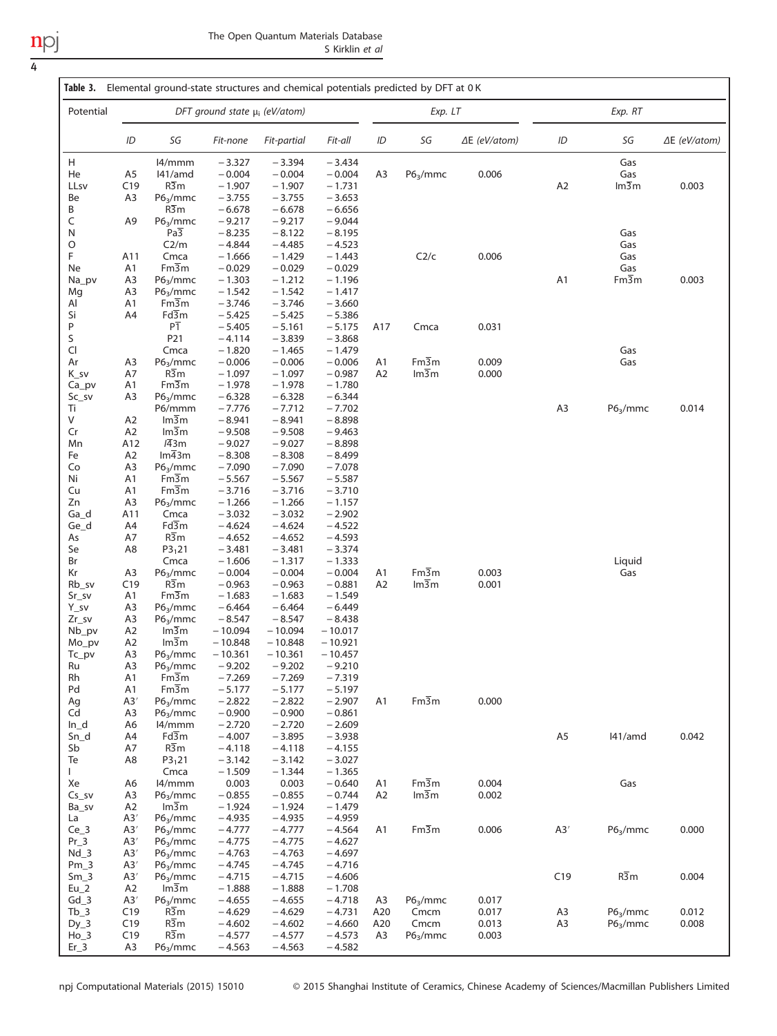**Table 3.** Elemental ground-state structures and chemical potentials predicted by DFT at 0 K

| Potential | DFT ground state $\mu_i$ (eV/atom) | | | | | Exp. LT | | | Exp. RT | | |
|---|---|---|---|---|---|---|---|---|---|---|---|
| | *ID* | *SG* | *Fit-none* | *Fit-partial* | *Fit-all* | *ID* | *SG* | *ΔE (eV/atom)* | *ID* | *SG* | *ΔE (eV/atom)* |
| H | | I4/mmm | −3.327 | −3.394 | −3.434 | | | | | Gas | |
| He | A5 | I41/amd | −0.004 | −0.004 | −0.004 | A3 | $P6_3/mmc$ | 0.006 | | Gas | |
| LLsv | C19 | $R\overline{3}m$ | −1.907 | −1.907 | −1.731 | | | | A2 | $Im\overline{3}m$ | 0.003 |
| Be | A3 | $P6_3/mmc$ | −3.755 | −3.755 | −3.653 | | | | | | |
| B | | $R\overline{3}m$ | −6.678 | −6.678 | −6.656 | | | | | | |
| C | A9 | $P6_3/mmc$ | −9.217 | −9.217 | −9.044 | | | | | | |
| N | | $Pa\overline{3}$ | −8.235 | −8.122 | −8.195 | | | | | Gas | |
| O | | C2/m | −4.844 | −4.485 | −4.523 | | | | | Gas | |
| F | A11 | Cmca | −1.666 | −1.429 | −1.443 | | C2/c | 0.006 | | Gas | |
| Ne | A1 | $Fm\overline{3}m$ | −0.029 | −0.029 | −0.029 | | | | | Gas | |
| Na_pv | A3 | $P6_3/mmc$ | −1.303 | −1.212 | −1.196 | | | | A1 | $Fm\overline{3}m$ | 0.003 |
| Mg | A3 | $P6_3/mmc$ | −1.542 | −1.542 | −1.417 | | | | | | |
| Al | A1 | $Fm\overline{3}m$ | −3.746 | −3.746 | −3.660 | | | | | | |
| Si | A4 | $Fd\overline{3}m$ | −5.425 | −5.425 | −5.386 | | | | | | |
| P | | $P\overline{1}$ | −5.405 | −5.161 | −5.175 | A17 | Cmca | 0.031 | | | |
| S | | P21 | −4.114 | −3.839 | −3.868 | | | | | | |
| Cl | | Cmca | −1.820 | −1.465 | −1.479 | | | | | Gas | |
| Ar | A3 | $P6_3/mmc$ | −0.006 | −0.006 | −0.006 | A1 | $Fm\overline{3}m$ | 0.009 | | Gas | |
| K_sv | A7 | $R\overline{3}m$ | −1.097 | −1.097 | −0.987 | A2 | $Im\overline{3}m$ | 0.000 | | | |
| Ca_pv | A1 | $Fm\overline{3}m$ | −1.978 | −1.978 | −1.780 | | | | | | |
| Sc_sv | A3 | $P6_3/mmc$ | −6.328 | −6.328 | −6.344 | | | | | | |
| Ti | | P6/mmm | −7.776 | −7.712 | −7.702 | | | | A3 | $P6_3/mmc$ | 0.014 |
| V | A2 | $Im\overline{3}m$ | −8.941 | −8.941 | −8.898 | | | | | | |
| Cr | A2 | $Im\overline{3}m$ | −9.508 | −9.508 | −9.463 | | | | | | |
| Mn | A12 | $I\overline{4}3m$ | −9.027 | −9.027 | −8.898 | | | | | | |
| Fe | A2 | $Im\overline{4}3m$ | −8.308 | −8.308 | −8.499 | | | | | | |
| Co | A3 | $P6_3/mmc$ | −7.090 | −7.090 | −7.078 | | | | | | |
| Ni | A1 | $Fm\overline{3}m$ | −5.567 | −5.567 | −5.587 | | | | | | |
| Cu | A1 | $Fm\overline{3}m$ | −3.716 | −3.716 | −3.710 | | | | | | |
| Zn | A3 | $P6_3/mmc$ | −1.266 | −1.266 | −1.157 | | | | | | |
| Ga_d | A11 | Cmca | −3.032 | −3.032 | −2.902 | | | | | | |
| Ge_d | A4 | $Fd\overline{3}m$ | −4.624 | −4.624 | −4.522 | | | | | | |
| As | A7 | $R\overline{3}m$ | −4.652 | −4.652 | −4.593 | | | | | | |
| Se | A8 | $P3_121$ | −3.481 | −3.481 | −3.374 | | | | | | |
| Br | | Cmca | −1.606 | −1.317 | −1.333 | | | | | Liquid | |
| Kr | A3 | $P6_3/mmc$ | −0.004 | −0.004 | −0.004 | A1 | $Fm\overline{3}m$ | 0.003 | | Gas | |
| Rb_sv | C19 | $R\overline{3}m$ | −0.963 | −0.963 | −0.881 | A2 | $Im\overline{3}m$ | 0.001 | | | |
| Sr_sv | A1 | $Fm\overline{3}m$ | −1.683 | −1.683 | −1.549 | | | | | | |
| Y_sv | A3 | $P6_3/mmc$ | −6.464 | −6.464 | −6.449 | | | | | | |
| Zr_sv | A3 | $P6_3/mmc$ | −8.547 | −8.547 | −8.438 | | | | | | |
| Nb_pv | A2 | $Im\overline{3}m$ | −10.094 | −10.094 | −10.017 | | | | | | |
| Mo_pv | A2 | $Im\overline{3}m$ | −10.848 | −10.848 | −10.921 | | | | | | |
| Tc_pv | A3 | $P6_3/mmc$ | −10.361 | −10.361 | −10.457 | | | | | | |
| Ru | A3 | $P6_3/mmc$ | −9.202 | −9.202 | −9.210 | | | | | | |
| Rh | A1 | $Fm\overline{3}m$ | −7.269 | −7.269 | −7.319 | | | | | | |
| Pd | A1 | $Fm\overline{3}m$ | −5.177 | −5.177 | −5.197 | | | | | | |
| Ag | A3′ | $P6_3/mmc$ | −2.822 | −2.822 | −2.907 | A1 | $Fm\overline{3}m$ | 0.000 | | | |
| Cd | A3 | $P6_3/mmc$ | −0.900 | −0.900 | −0.861 | | | | | | |
| In_d | A6 | I4/mmm | −2.720 | −2.720 | −2.609 | | | | | | |
| Sn_d | A4 | $Fd\overline{3}m$ | −4.007 | −3.895 | −3.938 | | | | A5 | I41/amd | 0.042 |
| Sb | A7 | $R\overline{3}m$ | −4.118 | −4.118 | −4.155 | | | | | | |
| Te | A8 | $P3_121$ | −3.142 | −3.142 | −3.027 | | | | | | |
| I | | Cmca | −1.509 | −1.344 | −1.365 | | | | | | |
| Xe | A6 | I4/mmm | 0.003 | 0.003 | −0.640 | A1 | $Fm\overline{3}m$ | 0.004 | | Gas | |
| Cs_sv | A3 | $P6_3/mmc$ | −0.855 | −0.855 | −0.744 | A2 | $Im\overline{3}m$ | 0.002 | | | |
| Ba_sv | A2 | $Im\overline{3}m$ | −1.924 | −1.924 | −1.479 | | | | | | |
| La | A3′ | $P6_3/mmc$ | −4.935 | −4.935 | −4.959 | | | | | | |
| Ce_3 | A3′ | $P6_3/mmc$ | −4.777 | −4.777 | −4.564 | A1 | $Fm\overline{3}m$ | 0.006 | A3′ | $P6_3/mmc$ | 0.000 |
| Pr_3 | A3′ | $P6_3/mmc$ | −4.775 | −4.775 | −4.627 | | | | | | |
| Nd_3 | A3′ | $P6_3/mmc$ | −4.763 | −4.763 | −4.697 | | | | | | |
| Pm_3 | A3′ | $P6_3/mmc$ | −4.745 | −4.745 | −4.716 | | | | | | |
| Sm_3 | A3′ | $P6_3/mmc$ | −4.715 | −4.715 | −4.606 | | | | C19 | $R\overline{3}m$ | 0.004 |
| Eu_2 | A2 | $Im\overline{3}m$ | −1.888 | −1.888 | −1.708 | | | | | | |
| Gd_3 | A3′ | $P6_3/mmc$ | −4.655 | −4.655 | −4.718 | A3 | $P6_3/mmc$ | 0.017 | | | |
| Tb_3 | C19 | $R\overline{3}m$ | −4.629 | −4.629 | −4.731 | A20 | Cmcm | 0.017 | A3 | $P6_3/mmc$ | 0.012 |
| Dy_3 | C19 | $R\overline{3}m$ | −4.602 | −4.602 | −4.660 | A20 | Cmcm | 0.013 | A3 | $P6_3/mmc$ | 0.008 |
| Ho_3 | C19 | $R\overline{3}m$ | −4.577 | −4.577 | −4.573 | A3 | $P6_3/mmc$ | 0.003 | | | |
| Er_3 | A3 | $P6_3/mmc$ | −4.563 | −4.563 | −4.582 | | | | | | |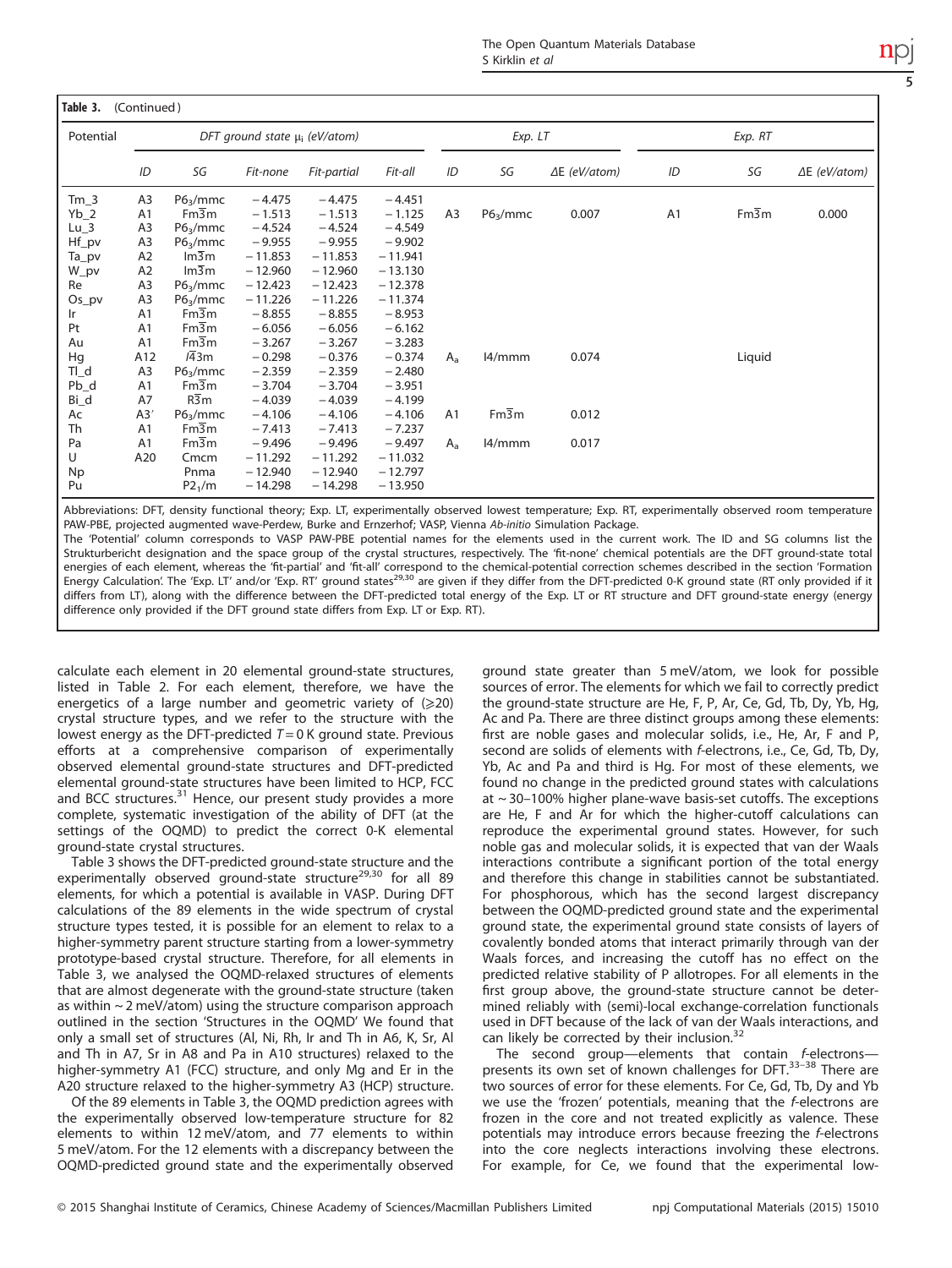**Table 3.** (Continued)

| Potential | DFT ground state $\mu_i$ (eV/atom) | | | | | Exp. LT | | | Exp. RT | | |
|---|---|---|---|---|---|---|---|---|---|---|---|
| | ID | SG | Fit-none | Fit-partial | Fit-all | ID | SG | ΔE (eV/atom) | ID | SG | ΔE (eV/atom) |
| Tm_3 | A3 | $P6_3/mmc$ | −4.475 | −4.475 | −4.451 | | | | | | |
| Yb_2 | A1 | $Fm\overline{3}m$ | −1.513 | −1.513 | −1.125 | A3 | $P6_3/mmc$ | 0.007 | A1 | $Fm\overline{3}m$ | 0.000 |
| Lu_3 | A3 | $P6_3/mmc$ | −4.524 | −4.524 | −4.549 | | | | | | |
| Hf_pv | A3 | $P6_3/mmc$ | −9.955 | −9.955 | −9.902 | | | | | | |
| Ta_pv | A2 | $Im\overline{3}m$ | −11.853 | −11.853 | −11.941 | | | | | | |
| W_pv | A2 | $Im\overline{3}m$ | −12.960 | −12.960 | −13.130 | | | | | | |
| Re | A3 | $P6_3/mmc$ | −12.423 | −12.423 | −12.378 | | | | | | |
| Os_pv | A3 | $P6_3/mmc$ | −11.226 | −11.226 | −11.374 | | | | | | |
| Ir | A1 | $Fm\overline{3}m$ | −8.855 | −8.855 | −8.953 | | | | | | |
| Pt | A1 | $Fm\overline{3}m$ | −6.056 | −6.056 | −6.162 | | | | | | |
| Au | A1 | $Fm\overline{3}m$ | −3.267 | −3.267 | −3.283 | | | | | | |
| Hg | A12 | $I\overline{4}3m$ | −0.298 | −0.376 | −0.374 | $A_a$ | I4/mmm | 0.074 | | Liquid | |
| Tl_d | A3 | $P6_3/mmc$ | −2.359 | −2.359 | −2.480 | | | | | | |
| Pb_d | A1 | $Fm\overline{3}m$ | −3.704 | −3.704 | −3.951 | | | | | | |
| Bi_d | A7 | $R\overline{3}m$ | −4.039 | −4.039 | −4.199 | | | | | | |
| Ac | A3′ | $P6_3/mmc$ | −4.106 | −4.106 | −4.106 | A1 | $Fm\overline{3}m$ | 0.012 | | | |
| Th | A1 | $Fm\overline{3}m$ | −7.413 | −7.413 | −7.237 | | | | | | |
| Pa | A1 | $Fm\overline{3}m$ | −9.496 | −9.496 | −9.497 | $A_a$ | I4/mmm | 0.017 | | | |
| U | A20 | Cmcm | −11.292 | −11.292 | −11.032 | | | | | | |
| Np | | Pnma | −12.940 | −12.940 | −12.797 | | | | | | |
| Pu | | $P2_1/m$ | −14.298 | −14.298 | −13.950 | | | | | | |

Abbreviations: DFT, density functional theory; Exp. LT, experimentally observed lowest temperature; Exp. RT, experimentally observed room temperature PAW-PBE, projected augmented wave-Perdew, Burke and Ernzerhof; VASP, Vienna *Ab-initio* Simulation Package.
The 'Potential' column corresponds to VASP PAW-PBE potential names for the elements used in the current work. The ID and SG columns list the Strukturbericht designation and the space group of the crystal structures, respectively. The 'fit-none' chemical potentials are the DFT ground-state total energies of each element, whereas the 'fit-partial' and 'fit-all' correspond to the chemical-potential correction schemes described in the section 'Formation Energy Calculation'. The 'Exp. LT' and/or 'Exp. RT' ground states[29,30] are given if they differ from the DFT-predicted 0-K ground state (RT only provided if it differs from LT), along with the difference between the DFT-predicted total energy of the Exp. LT or RT structure and DFT ground-state energy (energy difference only provided if the DFT ground state differs from Exp. LT or Exp. RT).

calculate each element in 20 elemental ground-state structures, listed in Table 2. For each element, therefore, we have the energetics of a large number and geometric variety of (⩾20) crystal structure types, and we refer to the structure with the lowest energy as the DFT-predicted $T = 0$ K ground state. Previous efforts at a comprehensive comparison of experimentally observed elemental ground-state structures and DFT-predicted elemental ground-state structures have been limited to HCP, FCC and BCC structures.[31] Hence, our present study provides a more complete, systematic investigation of the ability of DFT (at the settings of the OQMD) to predict the correct 0-K elemental ground-state crystal structures.

Table 3 shows the DFT-predicted ground-state structure and the experimentally observed ground-state structure[29,30] for all 89 elements, for which a potential is available in VASP. During DFT calculations of the 89 elements in the wide spectrum of crystal structure types tested, it is possible for an element to relax to a higher-symmetry parent structure starting from a lower-symmetry prototype-based crystal structure. Therefore, for all elements in Table 3, we analysed the OQMD-relaxed structures of elements that are almost degenerate with the ground-state structure (taken as within ~2 meV/atom) using the structure comparison approach outlined in the section 'Structures in the OQMD' We found that only a small set of structures (Al, Ni, Rh, Ir and Th in A6, K, Sr, Al and Th in A7, Sr in A8 and Pa in A10 structures) relaxed to the higher-symmetry A1 (FCC) structure, and only Mg and Er in the A20 structure relaxed to the higher-symmetry A3 (HCP) structure.

Of the 89 elements in Table 3, the OQMD prediction agrees with the experimentally observed low-temperature structure for 82 elements to within 12 meV/atom, and 77 elements to within 5 meV/atom. For the 12 elements with a discrepancy between the OQMD-predicted ground state and the experimentally observed ground state greater than 5 meV/atom, we look for possible sources of error. The elements for which we fail to correctly predict the ground-state structure are He, F, P, Ar, Ce, Gd, Tb, Dy, Yb, Hg, Ac and Pa. There are three distinct groups among these elements: first are noble gases and molecular solids, i.e., He, Ar, F and P, second are solids of elements with *f*-electrons, i.e., Ce, Gd, Tb, Dy, Yb, Ac and Pa and third is Hg. For most of these elements, we found no change in the predicted ground states with calculations at ~30–100% higher plane-wave basis-set cutoffs. The exceptions are He, F and Ar for which the higher-cutoff calculations can reproduce the experimental ground states. However, for such noble gas and molecular solids, it is expected that van der Waals interactions contribute a significant portion of the total energy and therefore this change in stabilities cannot be substantiated. For phosphorous, which has the second largest discrepancy between the OQMD-predicted ground state and the experimental ground state, the experimental ground state consists of layers of covalently bonded atoms that interact primarily through van der Waals forces, and increasing the cutoff has no effect on the predicted relative stability of P allotropes. For all elements in the first group above, the ground-state structure cannot be determined reliably with (semi)-local exchange-correlation functionals used in DFT because of the lack of van der Waals interactions, and can likely be corrected by their inclusion.[32]

The second group—elements that contain *f*-electrons—presents its own set of known challenges for DFT.[33–38] There are two sources of error for these elements. For Ce, Gd, Tb, Dy and Yb we use the 'frozen' potentials, meaning that the *f*-electrons are frozen in the core and not treated explicitly as valence. These potentials may introduce errors because freezing the *f*-electrons into the core neglects interactions involving these electrons. For example, for Ce, we found that the experimental low-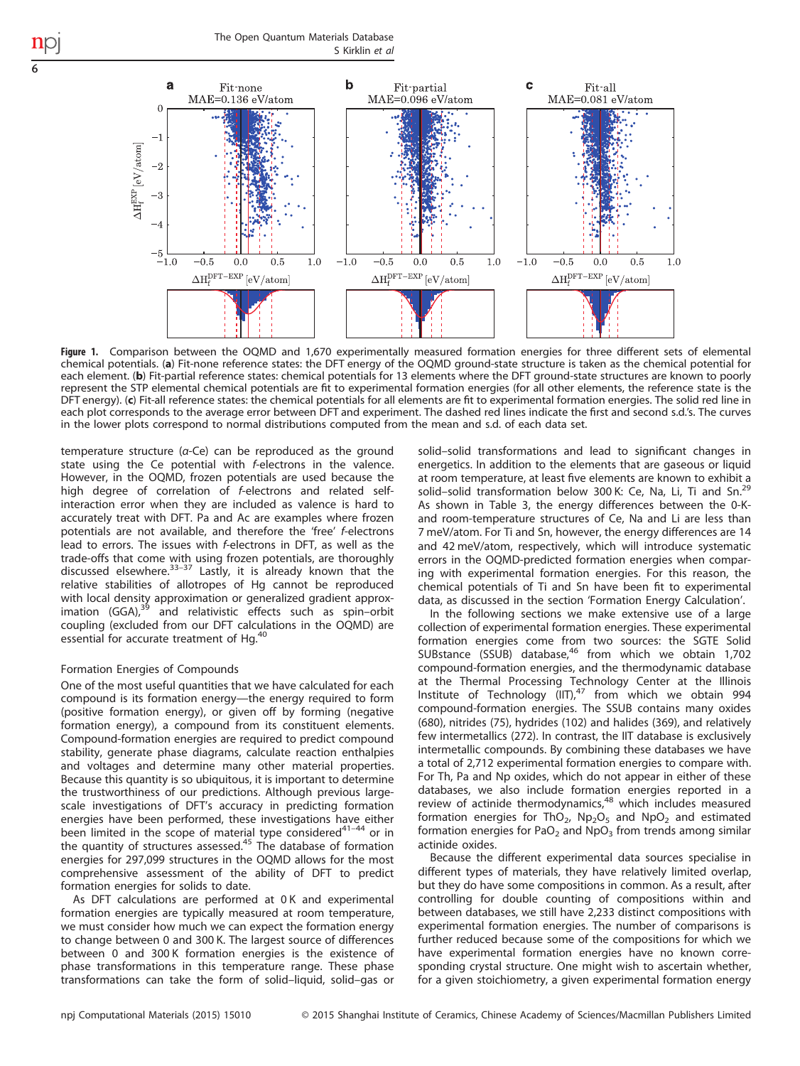a
Fit-none
MAE=0.136 eV/atom

b
Fit-partial
MAE=0.096 eV/atom

c
Fit-all
MAE=0.081 eV/atom

$\Delta H_f^{EXP}$ [eV/atom]

0
−1
−2
−3
−4
−5

−1.0 −0.5 0.0 0.5 1.0

$\Delta H_f^{DFT-EXP}$ [eV/atom]

**Figure 1.** Comparison between the OQMD and 1,670 experimentally measured formation energies for three different sets of elemental chemical potentials. (**a**) Fit-none reference states: the DFT energy of the OQMD ground-state structure is taken as the chemical potential for each element. (**b**) Fit-partial reference states: chemical potentials for 13 elements where the DFT ground-state structures are known to poorly represent the STP elemental chemical potentials are fit to experimental formation energies (for all other elements, the reference state is the DFT energy). (**c**) Fit-all reference states: the chemical potentials for all elements are fit to experimental formation energies. The solid red line in each plot corresponds to the average error between DFT and experiment. The dashed red lines indicate the first and second s.d.'s. The curves in the lower plots correspond to normal distributions computed from the mean and s.d. of each data set.

temperature structure (*α*-Ce) can be reproduced as the ground state using the Ce potential with *f*-electrons in the valence. However, in the OQMD, frozen potentials are used because the high degree of correlation of *f*-electrons and related self-interaction error when they are included as valence is hard to accurately treat with DFT. Pa and Ac are examples where frozen potentials are not available, and therefore the 'free' *f*-electrons lead to errors. The issues with *f*-electrons in DFT, as well as the trade-offs that come with using frozen potentials, are thoroughly discussed elsewhere.[33–37] Lastly, it is already known that the relative stabilities of allotropes of Hg cannot be reproduced with local density approximation or generalized gradient approximation (GGA),[39] and relativistic effects such as spin–orbit coupling (excluded from our DFT calculations in the OQMD) are essential for accurate treatment of Hg.[40]

## Formation Energies of Compounds

One of the most useful quantities that we have calculated for each compound is its formation energy—the energy required to form (positive formation energy), or given off by forming (negative formation energy), a compound from its constituent elements. Compound-formation energies are required to predict compound stability, generate phase diagrams, calculate reaction enthalpies and voltages and determine many other material properties. Because this quantity is so ubiquitous, it is important to determine the trustworthiness of our predictions. Although previous large-scale investigations of DFT's accuracy in predicting formation energies have been performed, these investigations have either been limited in the scope of material type considered[41–44] or in the quantity of structures assessed.[45] The database of formation energies for 297,099 structures in the OQMD allows for the most comprehensive assessment of the ability of DFT to predict formation energies for solids to date.

As DFT calculations are performed at 0 K and experimental formation energies are typically measured at room temperature, we must consider how much we can expect the formation energy to change between 0 and 300 K. The largest source of differences between 0 and 300 K formation energies is the existence of phase transformations in this temperature range. These phase transformations can take the form of solid–liquid, solid–gas or solid–solid transformations and lead to significant changes in energetics. In addition to the elements that are gaseous or liquid at room temperature, at least five elements are known to exhibit a solid–solid transformation below 300 K: Ce, Na, Li, Ti and Sn.[29] As shown in Table 3, the energy differences between the 0-K- and room-temperature structures of Ce, Na and Li are less than 7 meV/atom. For Ti and Sn, however, the energy differences are 14 and 42 meV/atom, respectively, which will introduce systematic errors in the OQMD-predicted formation energies when comparing with experimental formation energies. For this reason, the chemical potentials of Ti and Sn have been fit to experimental data, as discussed in the section 'Formation Energy Calculation'.

In the following sections we make extensive use of a large collection of experimental formation energies. These experimental formation energies come from two sources: the SGTE Solid SUBstance (SSUB) database,[46] from which we obtain 1,702 compound-formation energies, and the thermodynamic database at the Thermal Processing Technology Center at the Illinois Institute of Technology (IIT),[47] from which we obtain 994 compound-formation energies. The SSUB contains many oxides (680), nitrides (75), hydrides (102) and halides (369), and relatively few intermetallics (272). In contrast, the IIT database is exclusively intermetallic compounds. By combining these databases we have a total of 2,712 experimental formation energies to compare with. For Th, Pa and Np oxides, which do not appear in either of these databases, we also include formation energies reported in a review of actinide thermodynamics,[48] which includes measured formation energies for $ThO_2$, $Np_2O_5$ and $NpO_2$ and estimated formation energies for $PaO_2$ and $NpO_3$ from trends among similar actinide oxides.

Because the different experimental data sources specialise in different types of materials, they have relatively limited overlap, but they do have some compositions in common. As a result, after controlling for double counting of compositions within and between databases, we still have 2,233 distinct compositions with experimental formation energies. The number of comparisons is further reduced because some of the compositions for which we have experimental formation energies have no known corresponding crystal structure. One might wish to ascertain whether, for a given stoichiometry, a given experimental formation energy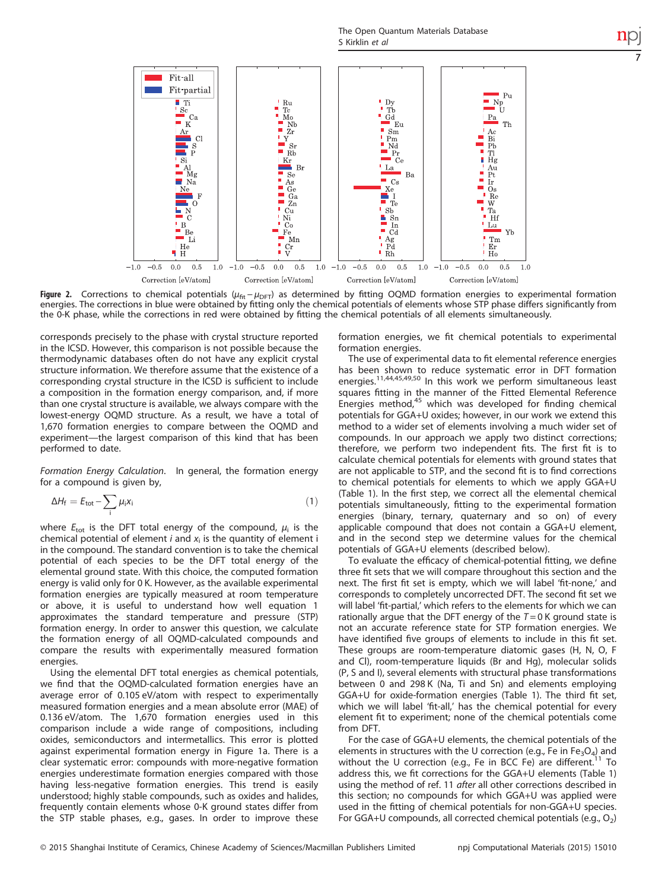**Figure 2.** Corrections to chemical potentials ($\mu_{fit} - \mu_{DFT}$) as determined by fitting OQMD formation energies to experimental formation energies. The corrections in blue were obtained by fitting only the chemical potentials of elements whose STP phase differs significantly from the 0-K phase, while the corrections in red were obtained by fitting the chemical potentials of all elements simultaneously.

corresponds precisely to the phase with crystal structure reported in the ICSD. However, this comparison is not possible because the thermodynamic databases often do not have any explicit crystal structure information. We therefore assume that the existence of a corresponding crystal structure in the ICSD is sufficient to include a composition in the formation energy comparison, and, if more than one crystal structure is available, we always compare with the lowest-energy OQMD structure. As a result, we have a total of 1,670 formation energies to compare between the OQMD and experiment—the largest comparison of this kind that has been performed to date.

*Formation Energy Calculation*. In general, the formation energy for a compound is given by,

$$\Delta H_f = E_{tot} - \sum_i \mu_i x_i \tag{1}$$

where $E_{tot}$ is the DFT total energy of the compound, $\mu_i$ is the chemical potential of element $i$ and $x_i$ is the quantity of element i in the compound. The standard convention is to take the chemical potential of each species to be the DFT total energy of the elemental ground state. With this choice, the computed formation energy is valid only for 0 K. However, as the available experimental formation energies are typically measured at room temperature or above, it is useful to understand how well equation 1 approximates the standard temperature and pressure (STP) formation energy. In order to answer this question, we calculate the formation energy of all OQMD-calculated compounds and compare the results with experimentally measured formation energies.

Using the elemental DFT total energies as chemical potentials, we find that the OQMD-calculated formation energies have an average error of 0.105 eV/atom with respect to experimentally measured formation energies and a mean absolute error (MAE) of 0.136 eV/atom. The 1,670 formation energies used in this comparison include a wide range of compositions, including oxides, semiconductors and intermetallics. This error is plotted against experimental formation energy in Figure 1a. There is a clear systematic error: compounds with more-negative formation energies underestimate formation energies compared with those having less-negative formation energies. This trend is easily understood; highly stable compounds, such as oxides and halides, frequently contain elements whose 0-K ground states differ from the STP stable phases, e.g., gases. In order to improve these formation energies, we fit chemical potentials to experimental formation energies.

The use of experimental data to fit elemental reference energies has been shown to reduce systematic error in DFT formation energies.[11,44,45,49,50] In this work we perform simultaneous least squares fitting in the manner of the Fitted Elemental Reference Energies method,[45] which was developed for finding chemical potentials for GGA+U oxides; however, in our work we extend this method to a wider set of elements involving a much wider set of compounds. In our approach we apply two distinct corrections; therefore, we perform two independent fits. The first fit is to calculate chemical potentials for elements with ground states that are not applicable to STP, and the second fit is to find corrections to chemical potentials for elements to which we apply GGA+U (Table 1). In the first step, we correct all the elemental chemical potentials simultaneously, fitting to the experimental formation energies (binary, ternary, quaternary and so on) of every applicable compound that does not contain a GGA+U element, and in the second step we determine values for the chemical potentials of GGA+U elements (described below).

To evaluate the efficacy of chemical-potential fitting, we define three fit sets that we will compare throughout this section and the next. The first fit set is empty, which we will label 'fit-none,' and corresponds to completely uncorrected DFT. The second fit set we will label 'fit-partial,' which refers to the elements for which we can rationally argue that the DFT energy of the $T = 0$ K ground state is not an accurate reference state for STP formation energies. We have identified five groups of elements to include in this fit set. These groups are room-temperature diatomic gases (H, N, O, F and Cl), room-temperature liquids (Br and Hg), molecular solids (P, S and I), several elements with structural phase transformations between 0 and 298 K (Na, Ti and Sn) and elements employing GGA+U for oxide-formation energies (Table 1). The third fit set, which we will label 'fit-all,' has the chemical potential for every element fit to experiment; none of the chemical potentials come from DFT.

For the case of GGA+U elements, the chemical potentials of the elements in structures with the U correction (e.g., Fe in $Fe_3O_4$) and without the U correction (e.g., Fe in BCC Fe) are different.[11] To address this, we fit corrections for the GGA+U elements (Table 1) using the method of ref. 11 *after* all other corrections described in this section; no compounds for which GGA+U was applied were used in the fitting of chemical potentials for non-GGA+U species. For GGA+U compounds, all corrected chemical potentials (e.g., $O_2$)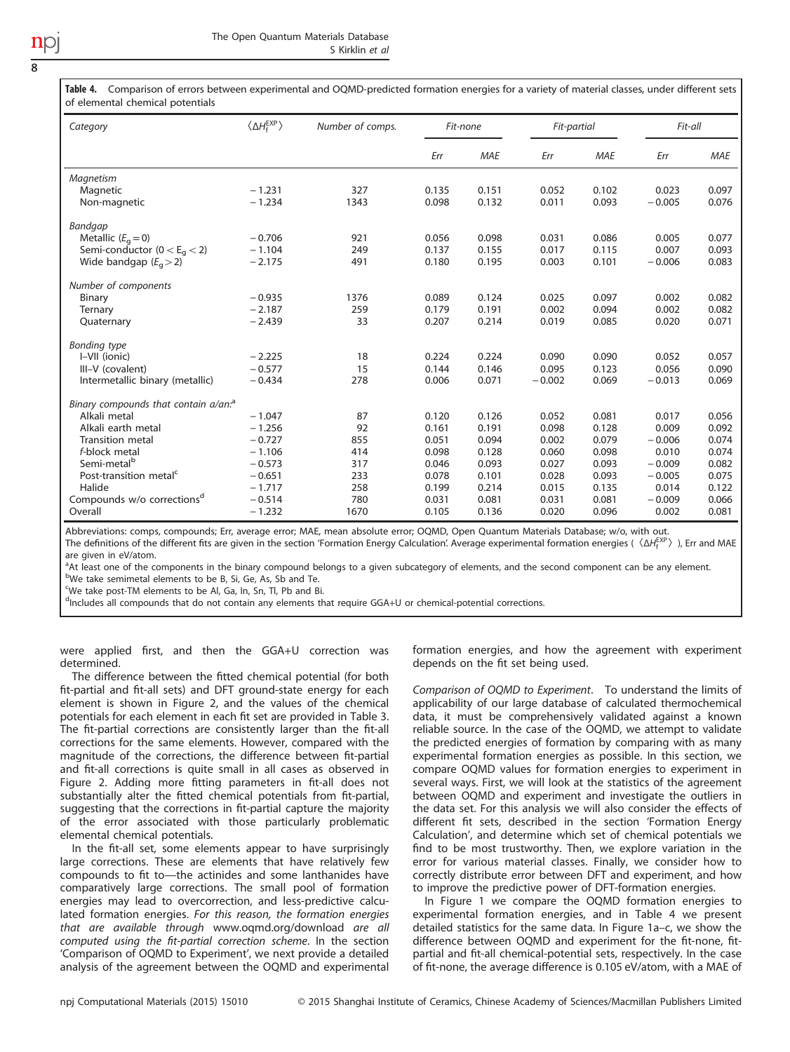**Table 4.** Comparison of errors between experimental and OQMD-predicted formation energies for a variety of material classes, under different sets of elemental chemical potentials

| Category | $\langle \Delta H_f^{EXP} \rangle$ | Number of comps. | Fit-none | | Fit-partial | | Fit-all | |
|---|---|---|---|---|---|---|---|---|
| | | | Err | MAE | Err | MAE | Err | MAE |
| *Magnetism* | | | | | | | | |
| Magnetic | −1.231 | 327 | 0.135 | 0.151 | 0.052 | 0.102 | 0.023 | 0.097 |
| Non-magnetic | −1.234 | 1343 | 0.098 | 0.132 | 0.011 | 0.093 | −0.005 | 0.076 |
| *Bandgap* | | | | | | | | |
| Metallic ($E_g = 0$) | −0.706 | 921 | 0.056 | 0.098 | 0.031 | 0.086 | 0.005 | 0.077 |
| Semi-conductor ($0 < E_g < 2$) | −1.104 | 249 | 0.137 | 0.155 | 0.017 | 0.115 | 0.007 | 0.093 |
| Wide bandgap ($E_g > 2$) | −2.175 | 491 | 0.180 | 0.195 | 0.003 | 0.101 | −0.006 | 0.083 |
| *Number of components* | | | | | | | | |
| Binary | −0.935 | 1376 | 0.089 | 0.124 | 0.025 | 0.097 | 0.002 | 0.082 |
| Ternary | −2.187 | 259 | 0.179 | 0.191 | 0.002 | 0.094 | 0.002 | 0.082 |
| Quaternary | −2.439 | 33 | 0.207 | 0.214 | 0.019 | 0.085 | 0.020 | 0.071 |
| *Bonding type* | | | | | | | | |
| I–VII (ionic) | −2.225 | 18 | 0.224 | 0.224 | 0.090 | 0.090 | 0.052 | 0.057 |
| III–V (covalent) | −0.577 | 15 | 0.144 | 0.146 | 0.095 | 0.123 | 0.056 | 0.090 |
| Intermetallic binary (metallic) | −0.434 | 278 | 0.006 | 0.071 | −0.002 | 0.069 | −0.013 | 0.069 |
| *Binary compounds that contain a/an:*[a] | | | | | | | | |
| Alkali metal | −1.047 | 87 | 0.120 | 0.126 | 0.052 | 0.081 | 0.017 | 0.056 |
| Alkali earth metal | −1.256 | 92 | 0.161 | 0.191 | 0.098 | 0.128 | 0.009 | 0.092 |
| Transition metal | −0.727 | 855 | 0.051 | 0.094 | 0.002 | 0.079 | −0.006 | 0.074 |
| *f*-block metal | −1.106 | 414 | 0.098 | 0.128 | 0.060 | 0.098 | 0.010 | 0.074 |
| Semi-metal[b] | −0.573 | 317 | 0.046 | 0.093 | 0.027 | 0.093 | −0.009 | 0.082 |
| Post-transition metal[c] | −0.651 | 233 | 0.078 | 0.101 | 0.028 | 0.093 | −0.005 | 0.075 |
| Halide | −1.717 | 258 | 0.199 | 0.214 | 0.015 | 0.135 | 0.014 | 0.122 |
| Compounds w/o corrections[d] | −0.514 | 780 | 0.031 | 0.081 | 0.031 | 0.081 | −0.009 | 0.066 |
| Overall | −1.232 | 1670 | 0.105 | 0.136 | 0.020 | 0.096 | 0.002 | 0.081 |

Abbreviations: comps, compounds; Err, average error; MAE, mean absolute error; OQMD, Open Quantum Materials Database; w/o, with out.
The definitions of the different fits are given in the section 'Formation Energy Calculation'. Average experimental formation energies ( $\langle \Delta H_f^{EXP} \rangle$ ), Err and MAE are given in eV/atom.
[a]At least one of the components in the binary compound belongs to a given subcategory of elements, and the second component can be any element.
[b]We take semimetal elements to be B, Si, Ge, As, Sb and Te.
[c]We take post-TM elements to be Al, Ga, In, Sn, Tl, Pb and Bi.
[d]Includes all compounds that do not contain any elements that require GGA+U or chemical-potential corrections.

were applied first, and then the GGA+U correction was determined.

The difference between the fitted chemical potential (for both fit-partial and fit-all sets) and DFT ground-state energy for each element is shown in Figure 2, and the values of the chemical potentials for each element in each fit set are provided in Table 3. The fit-partial corrections are consistently larger than the fit-all corrections for the same elements. However, compared with the magnitude of the corrections, the difference between fit-partial and fit-all corrections is quite small in all cases as observed in Figure 2. Adding more fitting parameters in fit-all does not substantially alter the fitted chemical potentials from fit-partial, suggesting that the corrections in fit-partial capture the majority of the error associated with those particularly problematic elemental chemical potentials.

In the fit-all set, some elements appear to have surprisingly large corrections. These are elements that have relatively few compounds to fit to—the actinides and some lanthanides have comparatively large corrections. The small pool of formation energies may lead to overcorrection, and less-predictive calculated formation energies. *For this reason, the formation energies that are available through* www.oqmd.org/download *are all computed using the fit-partial correction scheme.* In the section 'Comparison of OQMD to Experiment', we next provide a detailed analysis of the agreement between the OQMD and experimental formation energies, and how the agreement with experiment depends on the fit set being used.

*Comparison of OQMD to Experiment*. To understand the limits of applicability of our large database of calculated thermochemical data, it must be comprehensively validated against a known reliable source. In the case of the OQMD, we attempt to validate the predicted energies of formation by comparing with as many experimental formation energies as possible. In this section, we compare OQMD values for formation energies to experiment in several ways. First, we will look at the statistics of the agreement between OQMD and experiment and investigate the outliers in the data set. For this analysis we will also consider the effects of different fit sets, described in the section 'Formation Energy Calculation', and determine which set of chemical potentials we find to be most trustworthy. Then, we explore variation in the error for various material classes. Finally, we consider how to correctly distribute error between DFT and experiment, and how to improve the predictive power of DFT-formation energies.

In Figure 1 we compare the OQMD formation energies to experimental formation energies, and in Table 4 we present detailed statistics for the same data. In Figure 1a–c, we show the difference between OQMD and experiment for the fit-none, fit-partial and fit-all chemical-potential sets, respectively. In the case of fit-none, the average difference is 0.105 eV/atom, with a MAE of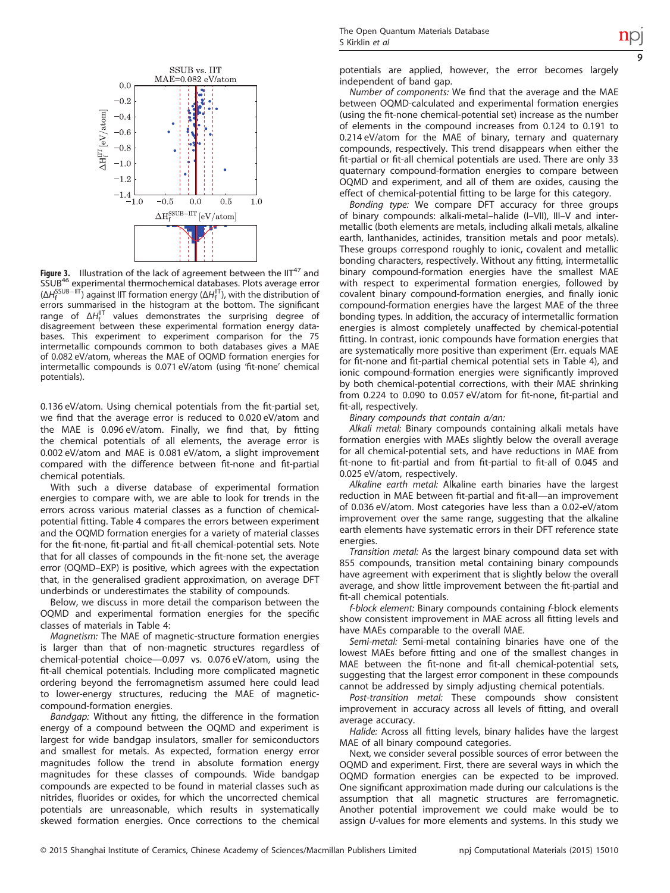SSUB vs. IIT

MAE=0.082 eV/atom

0.0

−0.2

−0.4

−0.6

−0.8

−1.0

−1.2

−1.4

$\Delta H_f^{IIT}$ [eV/atom]

−1.0 −0.5 0.0 0.5 1.0

$\Delta H_f^{SSUB-IIT}$ [eV/atom]

**Figure 3.** Illustration of the lack of agreement between the IIT[47] and SSUB[46] experimental thermochemical databases. Plots average error ($\Delta H_f^{SSUB-IIT}$) against IIT formation energy ($\Delta H_f^{IIT}$), with the distribution of errors summarised in the histogram at the bottom. The significant range of $\Delta H_f^{IIT}$ values demonstrates the surprising degree of disagreement between these experimental formation energy databases. This experiment to experiment comparison for the 75 intermetallic compounds common to both databases gives a MAE of 0.082 eV/atom, whereas the MAE of OQMD formation energies for intermetallic compounds is 0.071 eV/atom (using 'fit-none' chemical potentials).

0.136 eV/atom. Using chemical potentials from the fit-partial set, we find that the average error is reduced to 0.020 eV/atom and the MAE is 0.096 eV/atom. Finally, we find that, by fitting the chemical potentials of all elements, the average error is 0.002 eV/atom and MAE is 0.081 eV/atom, a slight improvement compared with the difference between fit-none and fit-partial chemical potentials.

With such a diverse database of experimental formation energies to compare with, we are able to look for trends in the errors across various material classes as a function of chemical-potential fitting. Table 4 compares the errors between experiment and the OQMD formation energies for a variety of material classes for the fit-none, fit-partial and fit-all chemical-potential sets. Note that for all classes of compounds in the fit-none set, the average error (OQMD–EXP) is positive, which agrees with the expectation that, in the generalised gradient approximation, on average DFT underbinds or underestimates the stability of compounds.

Below, we discuss in more detail the comparison between the OQMD and experimental formation energies for the specific classes of materials in Table 4:

*Magnetism:* The MAE of magnetic-structure formation energies is larger than that of non-magnetic structures regardless of chemical-potential choice—0.097 vs. 0.076 eV/atom, using the fit-all chemical potentials. Including more complicated magnetic ordering beyond the ferromagnetism assumed here could lead to lower-energy structures, reducing the MAE of magnetic-compound-formation energies.

*Bandgap:* Without any fitting, the difference in the formation energy of a compound between the OQMD and experiment is largest for wide bandgap insulators, smaller for semiconductors and smallest for metals. As expected, formation energy error magnitudes follow the trend in absolute formation energy magnitudes for these classes of compounds. Wide bandgap compounds are expected to be found in material classes such as nitrides, fluorides or oxides, for which the uncorrected chemical potentials are unreasonable, which results in systematically skewed formation energies. Once corrections to the chemical potentials are applied, however, the error becomes largely independent of band gap.

*Number of components:* We find that the average and the MAE between OQMD-calculated and experimental formation energies (using the fit-none chemical-potential set) increase as the number of elements in the compound increases from 0.124 to 0.191 to 0.214 eV/atom for the MAE of binary, ternary and quaternary compounds, respectively. This trend disappears when either the fit-partial or fit-all chemical potentials are used. There are only 33 quaternary compound-formation energies to compare between OQMD and experiment, and all of them are oxides, causing the effect of chemical-potential fitting to be large for this category.

*Bonding type:* We compare DFT accuracy for three groups of binary compounds: alkali-metal–halide (I–VII), III–V and intermetallic (both elements are metals, including alkali metals, alkaline earth, lanthanides, actinides, transition metals and poor metals). These groups correspond roughly to ionic, covalent and metallic bonding characters, respectively. Without any fitting, intermetallic binary compound-formation energies have the smallest MAE with respect to experimental formation energies, followed by covalent binary compound-formation energies, and finally ionic compound-formation energies have the largest MAE of the three bonding types. In addition, the accuracy of intermetallic formation energies is almost completely unaffected by chemical-potential fitting. In contrast, ionic compounds have formation energies that are systematically more positive than experiment (Err. equals MAE for fit-none and fit-partial chemical potential sets in Table 4), and ionic compound-formation energies were significantly improved by both chemical-potential corrections, with their MAE shrinking from 0.224 to 0.090 to 0.057 eV/atom for fit-none, fit-partial and fit-all, respectively.

*Binary compounds that contain a/an:*

*Alkali metal:* Binary compounds containing alkali metals have formation energies with MAEs slightly below the overall average for all chemical-potential sets, and have reductions in MAE from fit-none to fit-partial and from fit-partial to fit-all of 0.045 and 0.025 eV/atom, respectively.

*Alkaline earth metal:* Alkaline earth binaries have the largest reduction in MAE between fit-partial and fit-all—an improvement of 0.036 eV/atom. Most categories have less than a 0.02-eV/atom improvement over the same range, suggesting that the alkaline earth elements have systematic errors in their DFT reference state energies.

*Transition metal:* As the largest binary compound data set with 855 compounds, transition metal containing binary compounds have agreement with experiment that is slightly below the overall average, and show little improvement between the fit-partial and fit-all chemical potentials.

*f-block element:* Binary compounds containing *f*-block elements show consistent improvement in MAE across all fitting levels and have MAEs comparable to the overall MAE.

*Semi-metal:* Semi-metal containing binaries have one of the lowest MAEs before fitting and one of the smallest changes in MAE between the fit-none and fit-all chemical-potential sets, suggesting that the largest error component in these compounds cannot be addressed by simply adjusting chemical potentials.

*Post-transition metal:* These compounds show consistent improvement in accuracy across all levels of fitting, and overall average accuracy.

*Halide:* Across all fitting levels, binary halides have the largest MAE of all binary compound categories.

Next, we consider several possible sources of error between the OQMD and experiment. First, there are several ways in which the OQMD formation energies can be expected to be improved. One significant approximation made during our calculations is the assumption that all magnetic structures are ferromagnetic. Another potential improvement we could make would be to assign *U*-values for more elements and systems. In this study we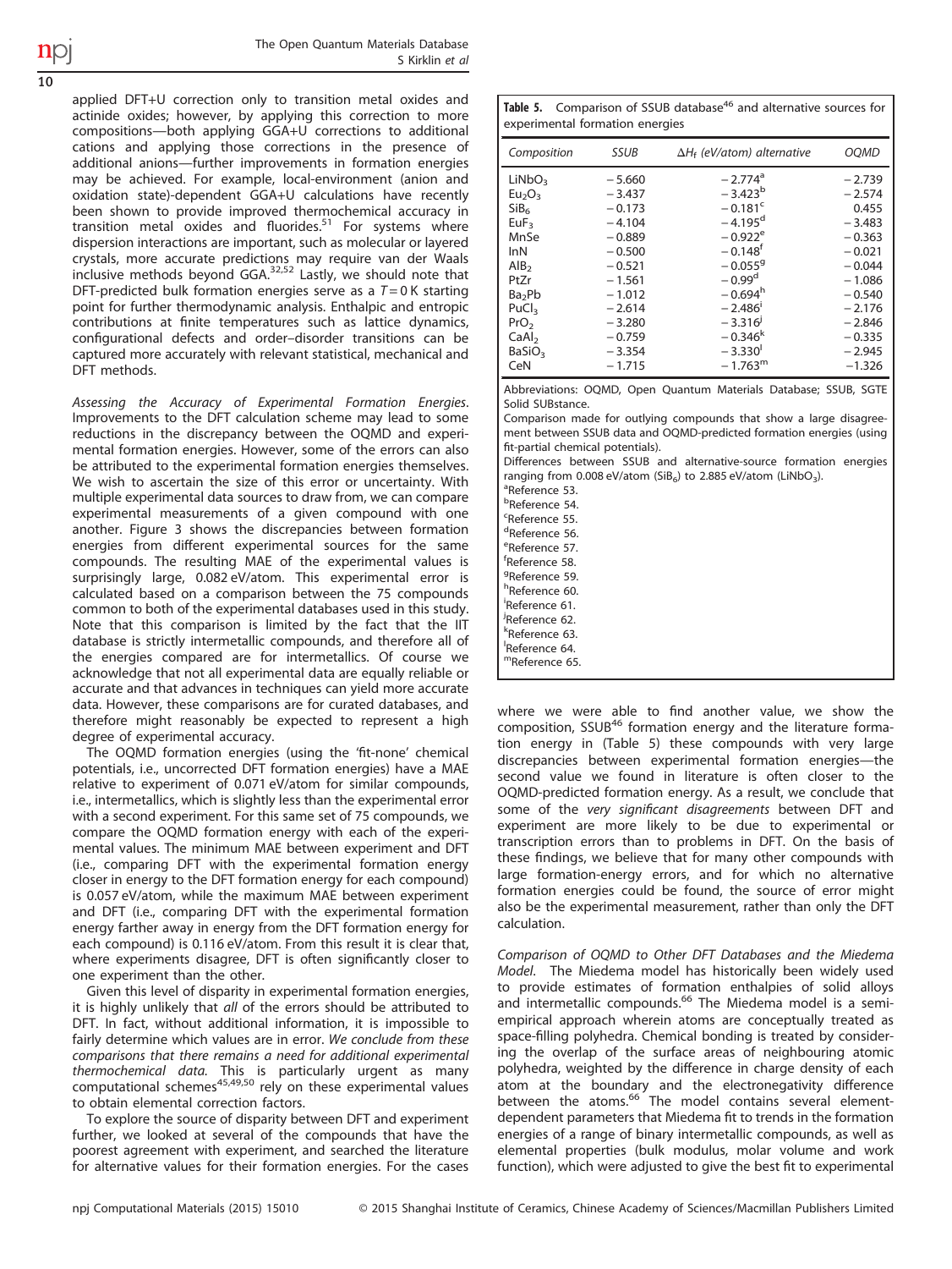applied DFT+U correction only to transition metal oxides and actinide oxides; however, by applying this correction to more compositions—both applying GGA+U corrections to additional cations and applying those corrections in the presence of additional anions—further improvements in formation energies may be achieved. For example, local-environment (anion and oxidation state)-dependent GGA+U calculations have recently been shown to provide improved thermochemical accuracy in transition metal oxides and fluorides.[51] For systems where dispersion interactions are important, such as molecular or layered crystals, more accurate predictions may require van der Waals inclusive methods beyond GGA.[32,52] Lastly, we should note that DFT-predicted bulk formation energies serve as a $T = 0$ K starting point for further thermodynamic analysis. Enthalpic and entropic contributions at finite temperatures such as lattice dynamics, configurational defects and order–disorder transitions can be captured more accurately with relevant statistical, mechanical and DFT methods.

*Assessing the Accuracy of Experimental Formation Energies.* Improvements to the DFT calculation scheme may lead to some reductions in the discrepancy between the OQMD and experimental formation energies. However, some of the errors can also be attributed to the experimental formation energies themselves. We wish to ascertain the size of this error or uncertainty. With multiple experimental data sources to draw from, we can compare experimental measurements of a given compound with one another. Figure 3 shows the discrepancies between formation energies from different experimental sources for the same compounds. The resulting MAE of the experimental values is surprisingly large, 0.082 eV/atom. This experimental error is calculated based on a comparison between the 75 compounds common to both of the experimental databases used in this study. Note that this comparison is limited by the fact that the IIT database is strictly intermetallic compounds, and therefore all of the energies compared are for intermetallics. Of course we acknowledge that not all experimental data are equally reliable or accurate and that advances in techniques can yield more accurate data. However, these comparisons are for curated databases, and therefore might reasonably be expected to represent a high degree of experimental accuracy.

The OQMD formation energies (using the 'fit-none' chemical potentials, i.e., uncorrected DFT formation energies) have a MAE relative to experiment of 0.071 eV/atom for similar compounds, i.e., intermetallics, which is slightly less than the experimental error with a second experiment. For this same set of 75 compounds, we compare the OQMD formation energy with each of the experimental values. The minimum MAE between experiment and DFT (i.e., comparing DFT with the experimental formation energy closer in energy to the DFT formation energy for each compound) is 0.057 eV/atom, while the maximum MAE between experiment and DFT (i.e., comparing DFT with the experimental formation energy farther away in energy from the DFT formation energy for each compound) is 0.116 eV/atom. From this result it is clear that, where experiments disagree, DFT is often significantly closer to one experiment than the other.

Given this level of disparity in experimental formation energies, it is highly unlikely that *all* of the errors should be attributed to DFT. In fact, without additional information, it is impossible to fairly determine which values are in error. *We conclude from these comparisons that there remains a need for additional experimental thermochemical data.* This is particularly urgent as many computational schemes[45,49,50] rely on these experimental values to obtain elemental correction factors.

To explore the source of disparity between DFT and experiment further, we looked at several of the compounds that have the poorest agreement with experiment, and searched the literature for alternative values for their formation energies. For the cases where we were able to find another value, we show the composition, SSUB[46] formation energy and the literature formation energy in (Table 5) these compounds with very large discrepancies between experimental formation energies—the second value we found in literature is often closer to the OQMD-predicted formation energy. As a result, we conclude that some of the *very significant disagreements* between DFT and experiment are more likely to be due to experimental or transcription errors than to problems in DFT. On the basis of these findings, we believe that for many other compounds with large formation-energy errors, and for which no alternative formation energies could be found, the source of error might also be the experimental measurement, rather than only the DFT calculation.

**Table 5.** Comparison of SSUB database[46] and alternative sources for experimental formation energies

| *Composition* | *SSUB* | *$\Delta H_f$ (eV/atom) alternative* | *OQMD* |
|---|---|---|---|
| $LiNbO_3$ | −5.660 | −2.774[a] | −2.739 |
| $Eu_2O_3$ | −3.437 | −3.423[b] | −2.574 |
| $SiB_6$ | −0.173 | −0.181[c] | 0.455 |
| $EuF_3$ | −4.104 | −4.195[d] | −3.483 |
| MnSe | −0.889 | −0.922[e] | −0.363 |
| InN | −0.500 | −0.148[f] | −0.021 |
| $AlB_2$ | −0.521 | −0.055[g] | −0.044 |
| PtZr | −1.561 | −0.99[d] | −1.086 |
| $Ba_2Pb$ | −1.012 | −0.694[h] | −0.540 |
| $PuCl_3$ | −2.614 | −2.486[i] | −2.176 |
| $PrO_2$ | −3.280 | −3.316[j] | −2.846 |
| $CaAl_2$ | −0.759 | −0.346[k] | −0.335 |
| $BaSiO_3$ | −3.354 | −3.330[l] | −2.945 |
| CeN | −1.715 | −1.763[m] | −1.326 |

Abbreviations: OQMD, Open Quantum Materials Database; SSUB, SGTE Solid SUBstance.
Comparison made for outlying compounds that show a large disagreement between SSUB data and OQMD-predicted formation energies (using fit-partial chemical potentials).
Differences between SSUB and alternative-source formation energies ranging from 0.008 eV/atom ($SiB_6$) to 2.885 eV/atom ($LiNbO_3$).
[a]Reference 53.
[b]Reference 54.
[c]Reference 55.
[d]Reference 56.
[e]Reference 57.
[f]Reference 58.
[g]Reference 59.
[h]Reference 60.
[i]Reference 61.
[j]Reference 62.
[k]Reference 63.
[l]Reference 64.
[m]Reference 65.

*Comparison of OQMD to Other DFT Databases and the Miedema Model.* The Miedema model has historically been widely used to provide estimates of formation enthalpies of solid alloys and intermetallic compounds.[66] The Miedema model is a semi-empirical approach wherein atoms are conceptually treated as space-filling polyhedra. Chemical bonding is treated by considering the overlap of the surface areas of neighbouring atomic polyhedra, weighted by the difference in charge density of each atom at the boundary and the electronegativity difference between the atoms.[66] The model contains several element-dependent parameters that Miedema fit to trends in the formation energies of a range of binary intermetallic compounds, as well as elemental properties (bulk modulus, molar volume and work function), which were adjusted to give the best fit to experimental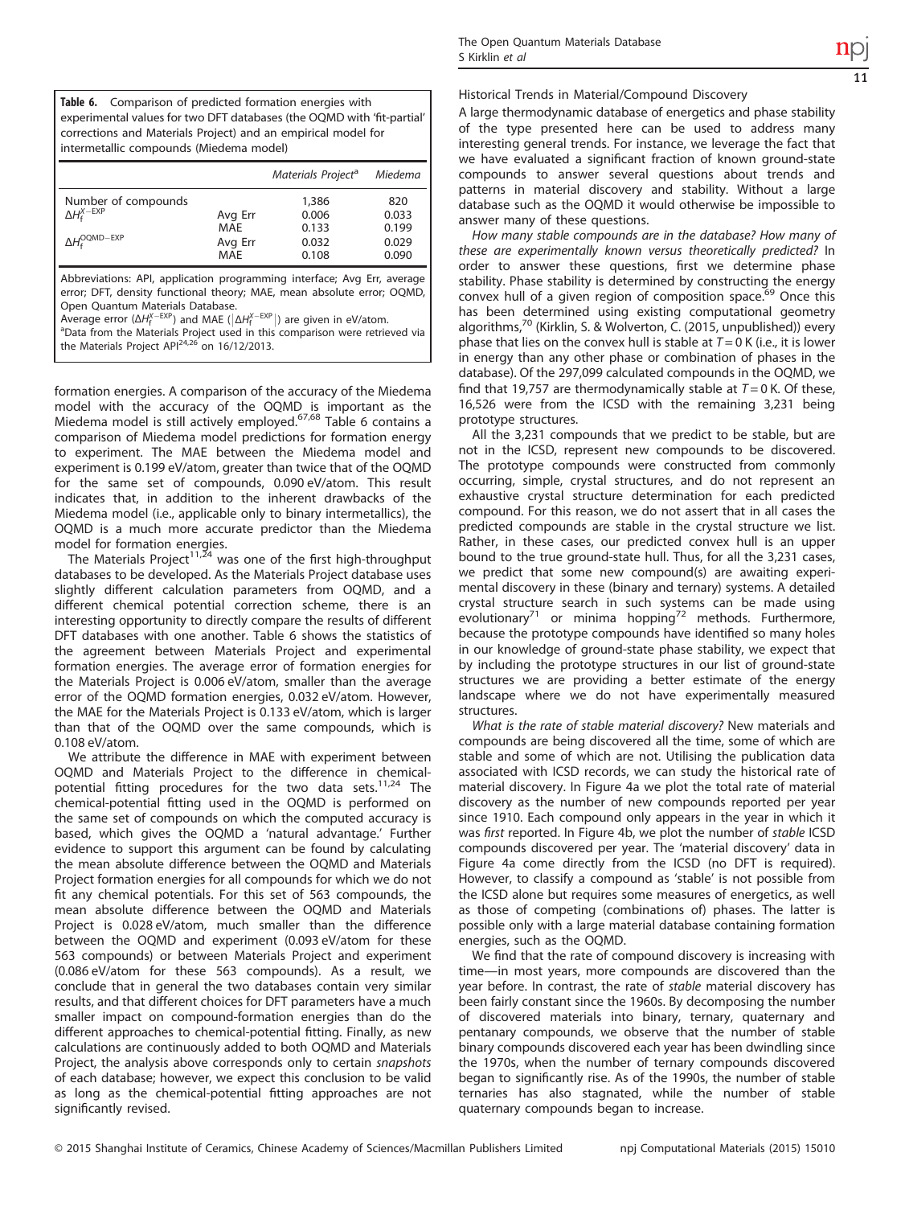**Table 6.** Comparison of predicted formation energies with experimental values for two DFT databases (the OQMD with 'fit-partial' corrections and Materials Project) and an empirical model for intermetallic compounds (Miedema model)

| | | *Materials Project*[a] | *Miedema* |
|---|---|---|---|
| Number of compounds | | 1,386 | 820 |
| $\Delta H_f^{X-EXP}$ | Avg Err | 0.006 | 0.033 |
| | MAE | 0.133 | 0.199 |
| $\Delta H_f^{OQMD-EXP}$ | Avg Err | 0.032 | 0.029 |
| | MAE | 0.108 | 0.090 |

Abbreviations: API, application programming interface; Avg Err, average error; DFT, density functional theory; MAE, mean absolute error; OQMD, Open Quantum Materials Database.
Average error ($\Delta H_f^{X-EXP}$) and MAE ($|\Delta H_f^{X-EXP}|$) are given in eV/atom.
[a]Data from the Materials Project used in this comparison were retrieved via the Materials Project API[24,26] on 16/12/2013.

formation energies. A comparison of the accuracy of the Miedema model with the accuracy of the OQMD is important as the Miedema model is still actively employed.[67,68] Table 6 contains a comparison of Miedema model predictions for formation energy to experiment. The MAE between the Miedema model and experiment is 0.199 eV/atom, greater than twice that of the OQMD for the same set of compounds, 0.090 eV/atom. This result indicates that, in addition to the inherent drawbacks of the Miedema model (i.e., applicable only to binary intermetallics), the OQMD is a much more accurate predictor than the Miedema model for formation energies.

The Materials Project[11,24] was one of the first high-throughput databases to be developed. As the Materials Project database uses slightly different calculation parameters from OQMD, and a different chemical potential correction scheme, there is an interesting opportunity to directly compare the results of different DFT databases with one another. Table 6 shows the statistics of the agreement between Materials Project and experimental formation energies. The average error of formation energies for the Materials Project is 0.006 eV/atom, smaller than the average error of the OQMD formation energies, 0.032 eV/atom. However, the MAE for the Materials Project is 0.133 eV/atom, which is larger than that of the OQMD over the same compounds, which is 0.108 eV/atom.

We attribute the difference in MAE with experiment between OQMD and Materials Project to the difference in chemical-potential fitting procedures for the two data sets.[11,24] The chemical-potential fitting used in the OQMD is performed on the same set of compounds on which the computed accuracy is based, which gives the OQMD a 'natural advantage.' Further evidence to support this argument can be found by calculating the mean absolute difference between the OQMD and Materials Project formation energies for all compounds for which we do not fit any chemical potentials. For this set of 563 compounds, the mean absolute difference between the OQMD and Materials Project is 0.028 eV/atom, much smaller than the difference between the OQMD and experiment (0.093 eV/atom for these 563 compounds) or between Materials Project and experiment (0.086 eV/atom for these 563 compounds). As a result, we conclude that in general the two databases contain very similar results, and that different choices for DFT parameters have a much smaller impact on compound-formation energies than do the different approaches to chemical-potential fitting. Finally, as new calculations are continuously added to both OQMD and Materials Project, the analysis above corresponds only to certain *snapshots* of each database; however, we expect this conclusion to be valid as long as the chemical-potential fitting approaches are not significantly revised.

### Historical Trends in Material/Compound Discovery

A large thermodynamic database of energetics and phase stability of the type presented here can be used to address many interesting general trends. For instance, we leverage the fact that we have evaluated a significant fraction of known ground-state compounds to answer several questions about trends and patterns in material discovery and stability. Without a large database such as the OQMD it would otherwise be impossible to answer many of these questions.

*How many stable compounds are in the database? How many of these are experimentally known versus theoretically predicted?* In order to answer these questions, first we determine phase stability. Phase stability is determined by constructing the energy convex hull of a given region of composition space.[69] Once this has been determined using existing computational geometry algorithms,[70] (Kirklin, S. & Wolverton, C. (2015, unpublished)) every phase that lies on the convex hull is stable at $T = 0$ K (i.e., it is lower in energy than any other phase or combination of phases in the database). Of the 297,099 calculated compounds in the OQMD, we find that 19,757 are thermodynamically stable at $T = 0$ K. Of these, 16,526 were from the ICSD with the remaining 3,231 being prototype structures.

All the 3,231 compounds that we predict to be stable, but are not in the ICSD, represent new compounds to be discovered. The prototype compounds were constructed from commonly occurring, simple, crystal structures, and do not represent an exhaustive crystal structure determination for each predicted compound. For this reason, we do not assert that in all cases the predicted compounds are stable in the crystal structure we list. Rather, in these cases, our predicted convex hull is an upper bound to the true ground-state hull. Thus, for all the 3,231 cases, we predict that some new compound(s) are awaiting experimental discovery in these (binary and ternary) systems. A detailed crystal structure search in such systems can be made using evolutionary[71] or minima hopping[72] methods. Furthermore, because the prototype compounds have identified so many holes in our knowledge of ground-state phase stability, we expect that by including the prototype structures in our list of ground-state structures we are providing a better estimate of the energy landscape where we do not have experimentally measured structures.

*What is the rate of stable material discovery?* New materials and compounds are being discovered all the time, some of which are stable and some of which are not. Utilising the publication data associated with ICSD records, we can study the historical rate of material discovery. In Figure 4a we plot the total rate of material discovery as the number of new compounds reported per year since 1910. Each compound only appears in the year in which it was *first* reported. In Figure 4b, we plot the number of *stable* ICSD compounds discovered per year. The 'material discovery' data in Figure 4a come directly from the ICSD (no DFT is required). However, to classify a compound as 'stable' is not possible from the ICSD alone but requires some measures of energetics, as well as those of competing (combinations of) phases. The latter is possible only with a large material database containing formation energies, such as the OQMD.

We find that the rate of compound discovery is increasing with time—in most years, more compounds are discovered than the year before. In contrast, the rate of *stable* material discovery has been fairly constant since the 1960s. By decomposing the number of discovered materials into binary, ternary, quaternary and pentanary compounds, we observe that the number of stable binary compounds discovered each year has been dwindling since the 1970s, when the number of ternary compounds discovered began to significantly rise. As of the 1990s, the number of stable ternaries has also stagnated, while the number of stable quaternary compounds began to increase.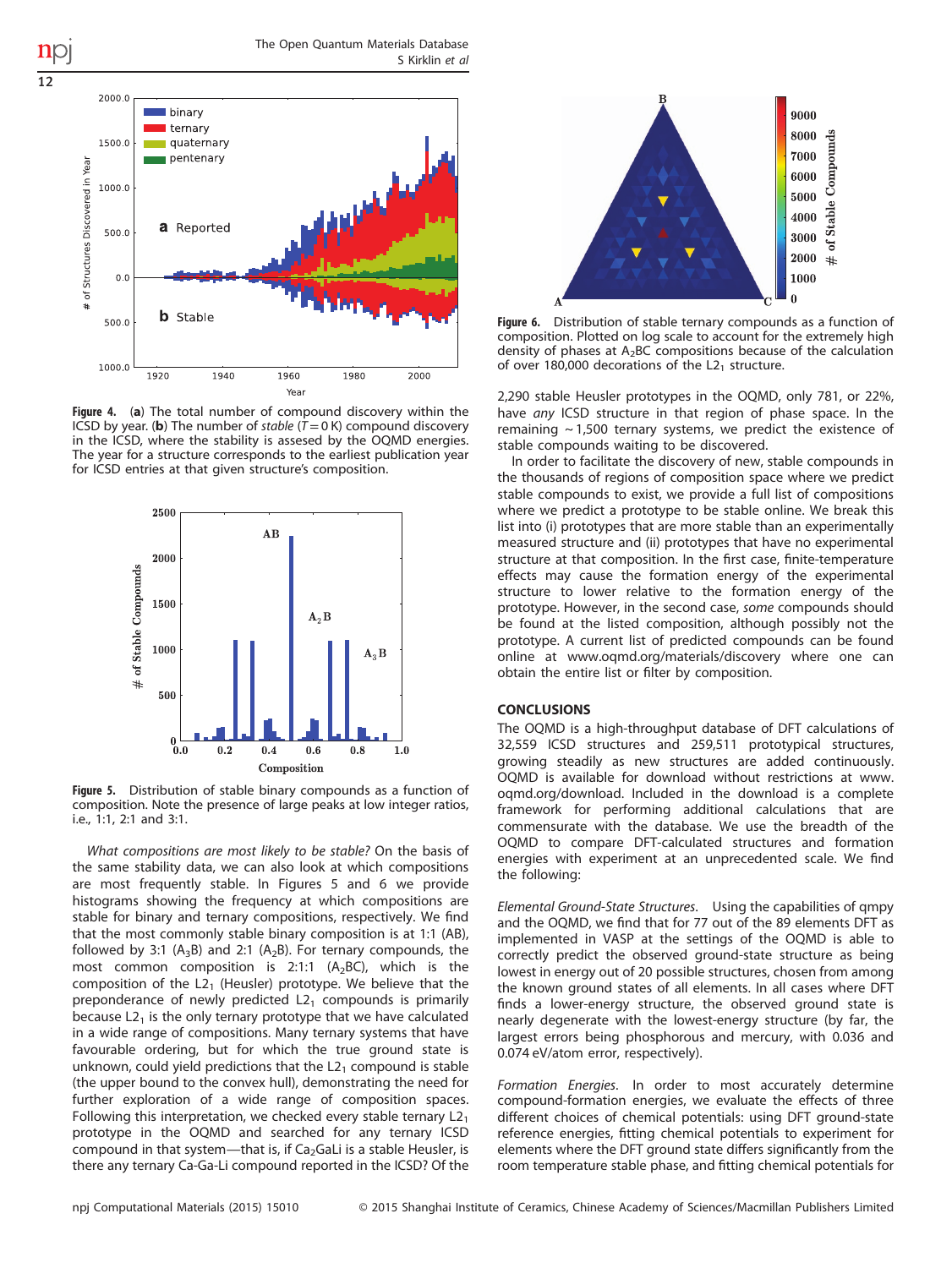**Figure 4.** (**a**) The total number of compound discovery within the ICSD by year. (**b**) The number of *stable* ($T = 0$ K) compound discovery in the ICSD, where the stability is assesed by the OQMD energies. The year for a structure corresponds to the earliest publication year for ICSD entries at that given structure's composition.

**Figure 5.** Distribution of stable binary compounds as a function of composition. Note the presence of large peaks at low integer ratios, i.e., 1:1, 2:1 and 3:1.

*What compositions are most likely to be stable?* On the basis of the same stability data, we can also look at which compositions are most frequently stable. In Figures 5 and 6 we provide histograms showing the frequency at which compositions are stable for binary and ternary compositions, respectively. We find that the most commonly stable binary composition is at 1:1 (AB), followed by 3:1 ($A_3B$) and 2:1 ($A_2B$). For ternary compounds, the most common composition is 2:1:1 ($A_2BC$), which is the composition of the $L2_1$ (Heusler) prototype. We believe that the preponderance of newly predicted $L2_1$ compounds is primarily because $L2_1$ is the only ternary prototype that we have calculated in a wide range of compositions. Many ternary systems that have favourable ordering, but for which the true ground state is unknown, could yield predictions that the $L2_1$ compound is stable (the upper bound to the convex hull), demonstrating the need for further exploration of a wide range of composition spaces. Following this interpretation, we checked every stable ternary $L2_1$ prototype in the OQMD and searched for any ternary ICSD compound in that system—that is, if $Ca_2GaLi$ is a stable Heusler, is there any ternary Ca-Ga-Li compound reported in the ICSD? Of the 2,290 stable Heusler prototypes in the OQMD, only 781, or 22%, have *any* ICSD structure in that region of phase space. In the remaining ~1,500 ternary systems, we predict the existence of stable compounds waiting to be discovered.

**Figure 6.** Distribution of stable ternary compounds as a function of composition. Plotted on log scale to account for the extremely high density of phases at $A_2BC$ compositions because of the calculation of over 180,000 decorations of the $L2_1$ structure.

In order to facilitate the discovery of new, stable compounds in the thousands of regions of composition space where we predict stable compounds to exist, we provide a full list of compositions where we predict a prototype to be stable online. We break this list into (i) prototypes that are more stable than an experimentally measured structure and (ii) prototypes that have no experimental structure at that composition. In the first case, finite-temperature effects may cause the formation energy of the experimental structure to lower relative to the formation energy of the prototype. However, in the second case, *some* compounds should be found at the listed composition, although possibly not the prototype. A current list of predicted compounds can be found online at www.oqmd.org/materials/discovery where one can obtain the entire list or filter by composition.

## CONCLUSIONS

The OQMD is a high-throughput database of DFT calculations of 32,559 ICSD structures and 259,511 prototypical structures, growing steadily as new structures are added continuously. OQMD is available for download without restrictions at www.oqmd.org/download. Included in the download is a complete framework for performing additional calculations that are commensurate with the database. We use the breadth of the OQMD to compare DFT-calculated structures and formation energies with experiment at an unprecedented scale. We find the following:

*Elemental Ground-State Structures.* Using the capabilities of qmpy and the OQMD, we find that for 77 out of the 89 elements DFT as implemented in VASP at the settings of the OQMD is able to correctly predict the observed ground-state structure as being lowest in energy out of 20 possible structures, chosen from among the known ground states of all elements. In all cases where DFT finds a lower-energy structure, the observed ground state is nearly degenerate with the lowest-energy structure (by far, the largest errors being phosphorous and mercury, with 0.036 and 0.074 eV/atom error, respectively).

*Formation Energies.* In order to most accurately determine compound-formation energies, we evaluate the effects of three different choices of chemical potentials: using DFT ground-state reference energies, fitting chemical potentials to experiment for elements where the DFT ground state differs significantly from the room temperature stable phase, and fitting chemical potentials for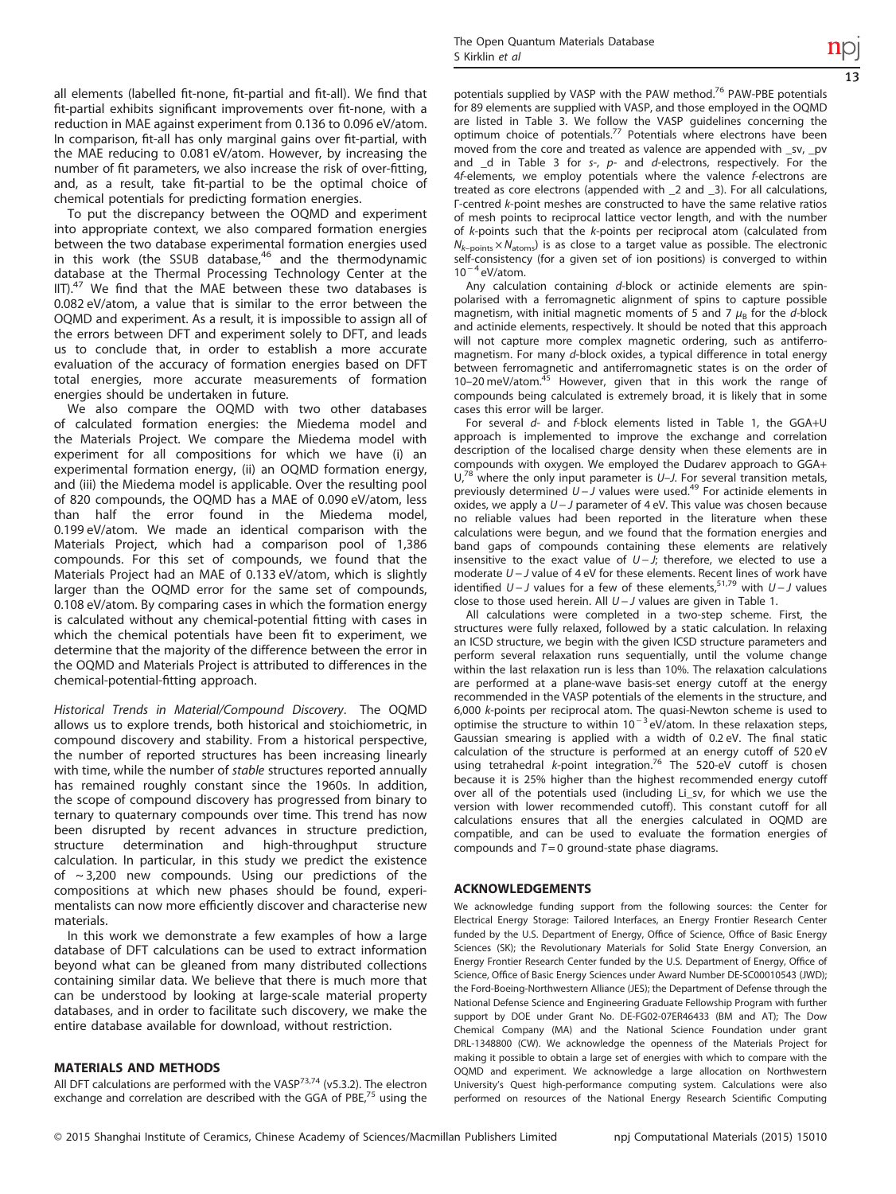all elements (labelled fit-none, fit-partial and fit-all). We find that fit-partial exhibits significant improvements over fit-none, with a reduction in MAE against experiment from 0.136 to 0.096 eV/atom. In comparison, fit-all has only marginal gains over fit-partial, with the MAE reducing to 0.081 eV/atom. However, by increasing the number of fit parameters, we also increase the risk of over-fitting, and, as a result, take fit-partial to be the optimal choice of chemical potentials for predicting formation energies.

To put the discrepancy between the OQMD and experiment into appropriate context, we also compared formation energies between the two database experimental formation energies used in this work (the SSUB database,[46] and the thermodynamic database at the Thermal Processing Technology Center at the IIT).[47] We find that the MAE between these two databases is 0.082 eV/atom, a value that is similar to the error between the OQMD and experiment. As a result, it is impossible to assign all of the errors between DFT and experiment solely to DFT, and leads us to conclude that, in order to establish a more accurate evaluation of the accuracy of formation energies based on DFT total energies, more accurate measurements of formation energies should be undertaken in future.

We also compare the OQMD with two other databases of calculated formation energies: the Miedema model and the Materials Project. We compare the Miedema model with experiment for all compositions for which we have (i) an experimental formation energy, (ii) an OQMD formation energy, and (iii) the Miedema model is applicable. Over the resulting pool of 820 compounds, the OQMD has a MAE of 0.090 eV/atom, less than half the error found in the Miedema model, 0.199 eV/atom. We made an identical comparison with the Materials Project, which had a comparison pool of 1,386 compounds. For this set of compounds, we found that the Materials Project had an MAE of 0.133 eV/atom, which is slightly larger than the OQMD error for the same set of compounds, 0.108 eV/atom. By comparing cases in which the formation energy is calculated without any chemical-potential fitting with cases in which the chemical potentials have been fit to experiment, we determine that the majority of the difference between the error in the OQMD and Materials Project is attributed to differences in the chemical-potential-fitting approach.

*Historical Trends in Material/Compound Discovery*. The OQMD allows us to explore trends, both historical and stoichiometric, in compound discovery and stability. From a historical perspective, the number of reported structures has been increasing linearly with time, while the number of *stable* structures reported annually has remained roughly constant since the 1960s. In addition, the scope of compound discovery has progressed from binary to ternary to quaternary compounds over time. This trend has now been disrupted by recent advances in structure prediction, structure determination and high-throughput structure calculation. In particular, in this study we predict the existence of ~3,200 new compounds. Using our predictions of the compositions at which new phases should be found, experimentalists can now more efficiently discover and characterise new materials.

In this work we demonstrate a few examples of how a large database of DFT calculations can be used to extract information beyond what can be gleaned from many distributed collections containing similar data. We believe that there is much more that can be understood by looking at large-scale material property databases, and in order to facilitate such discovery, we make the entire database available for download, without restriction.

## MATERIALS AND METHODS

All DFT calculations are performed with the VASP[73,74] (v5.3.2). The electron exchange and correlation are described with the GGA of PBE,[75] using the potentials supplied by VASP with the PAW method.[76] PAW-PBE potentials for 89 elements are supplied with VASP, and those employed in the OQMD are listed in Table 3. We follow the VASP guidelines concerning the optimum choice of potentials.[77] Potentials where electrons have been moved from the core and treated as valence are appended with _sv, _pv and _d in Table 3 for *s*-, *p*- and *d*-electrons, respectively. For the 4*f*-elements, we employ potentials where the valence *f*-electrons are treated as core electrons (appended with _2 and _3). For all calculations, Γ-centred *k*-point meshes are constructed to have the same relative ratios of mesh points to reciprocal lattice vector length, and with the number of *k*-points such that the *k*-points per reciprocal atom (calculated from $N_{k\text{-points}} \times N_{\text{atoms}}$) is as close to a target value as possible. The electronic self-consistency (for a given set of ion positions) is converged to within $10^{-4}$ eV/atom.

Any calculation containing *d*-block or actinide elements are spin-polarised with a ferromagnetic alignment of spins to capture possible magnetism, with initial magnetic moments of 5 and 7 $\mu_B$ for the *d*-block and actinide elements, respectively. It should be noted that this approach will not capture more complex magnetic ordering, such as antiferromagnetism. For many *d*-block oxides, a typical difference in total energy between ferromagnetic and antiferromagnetic states is on the order of 10–20 meV/atom.[45] However, given that in this work the range of compounds being calculated is extremely broad, it is likely that in some cases this error will be larger.

For several *d*- and *f*-block elements listed in Table 1, the GGA+U approach is implemented to improve the exchange and correlation description of the localised charge density when these elements are in compounds with oxygen. We employed the Dudarev approach to GGA+U,[78] where the only input parameter is $U$–$J$. For several transition metals, previously determined $U-J$ values were used.[49] For actinide elements in oxides, we apply a $U-J$ parameter of 4 eV. This value was chosen because no reliable values had been reported in the literature when these calculations were begun, and we found that the formation energies and band gaps of compounds containing these elements are relatively insensitive to the exact value of $U-J$; therefore, we elected to use a moderate $U-J$ value of 4 eV for these elements. Recent lines of work have identified $U-J$ values for a few of these elements,[51,79] with $U-J$ values close to those used herein. All $U-J$ values are given in Table 1.

All calculations were completed in a two-step scheme. First, the structures were fully relaxed, followed by a static calculation. In relaxing an ICSD structure, we begin with the given ICSD structure parameters and perform several relaxation runs sequentially, until the volume change within the last relaxation run is less than 10%. The relaxation calculations are performed at a plane-wave basis-set energy cutoff at the energy recommended in the VASP potentials of the elements in the structure, and 6,000 *k*-points per reciprocal atom. The quasi-Newton scheme is used to optimise the structure to within $10^{-3}$ eV/atom. In these relaxation steps, Gaussian smearing is applied with a width of 0.2 eV. The final static calculation of the structure is performed at an energy cutoff of 520 eV using tetrahedral *k*-point integration.[76] The 520-eV cutoff is chosen because it is 25% higher than the highest recommended energy cutoff over all of the potentials used (including Li_sv, for which we use the version with lower recommended cutoff). This constant cutoff for all calculations ensures that all the energies calculated in OQMD are compatible, and can be used to evaluate the formation energies of compounds and $T=0$ ground-state phase diagrams.

## ACKNOWLEDGEMENTS

We acknowledge funding support from the following sources: the Center for Electrical Energy Storage: Tailored Interfaces, an Energy Frontier Research Center funded by the U.S. Department of Energy, Office of Science, Office of Basic Energy Sciences (SK); the Revolutionary Materials for Solid State Energy Conversion, an Energy Frontier Research Center funded by the U.S. Department of Energy, Office of Science, Office of Basic Energy Sciences under Award Number DE-SC00010543 (JWD); the Ford-Boeing-Northwestern Alliance (JES); the Department of Defense through the National Defense Science and Engineering Graduate Fellowship Program with further support by DOE under Grant No. DE-FG02-07ER46433 (BM and AT); The Dow Chemical Company (MA) and the National Science Foundation under grant DRL-1348800 (CW). We acknowledge the openness of the Materials Project for making it possible to obtain a large set of energies with which to compare with the OQMD and experiment. We acknowledge a large allocation on Northwestern University's Quest high-performance computing system. Calculations were also performed on resources of the National Energy Research Scientific Computing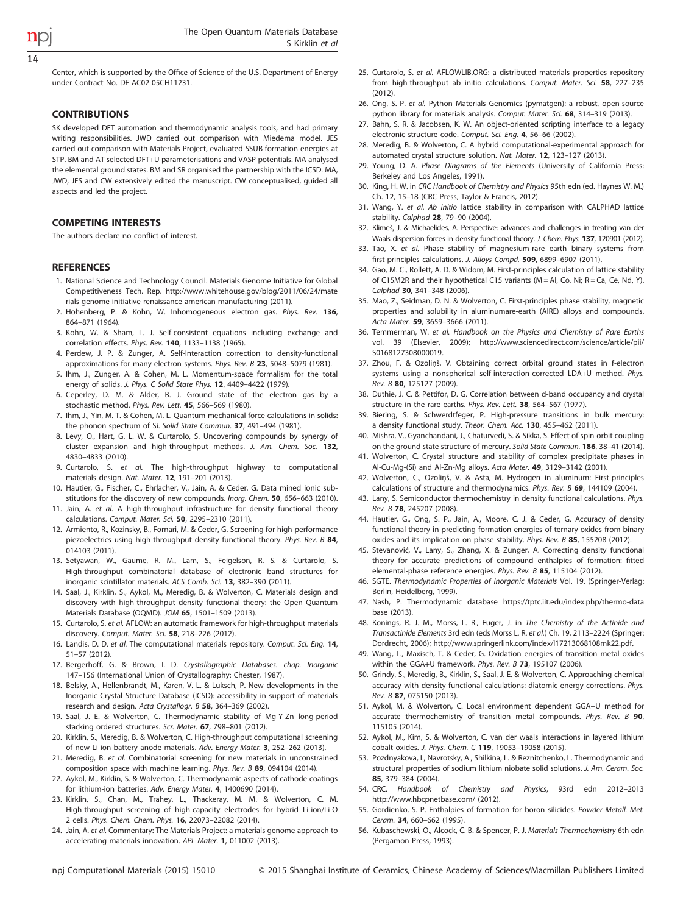Center, which is supported by the Office of Science of the U.S. Department of Energy under Contract No. DE-AC02-05CH11231.

## CONTRIBUTIONS

SK developed DFT automation and thermodynamic analysis tools, and had primary writing responsibilities. JWD carried out comparison with Miedema model. JES carried out comparison with Materials Project, evaluated SSUB formation energies at STP. BM and AT selected DFT+U parameterisations and VASP potentials. MA analysed the elemental ground states. BM and SR organised the partnership with the ICSD. MA, JWD, JES and CW extensively edited the manuscript. CW conceptualised, guided all aspects and led the project.

## COMPETING INTERESTS

The authors declare no conflict of interest.

## REFERENCES

1. National Science and Technology Council. Materials Genome Initiative for Global Competitiveness Tech. Rep. http://www.whitehouse.gov/blog/2011/06/24/materials-genome-initiative-renaissance-american-manufacturing (2011).
2. Hohenberg, P. & Kohn, W. Inhomogeneous electron gas. *Phys. Rev.* **136**, 864–871 (1964).
3. Kohn, W. & Sham, L. J. Self-consistent equations including exchange and correlation effects. *Phys. Rev.* **140**, 1133–1138 (1965).
4. Perdew, J. P. & Zunger, A. Self-Interaction correction to density-functional approximations for many-electron systems. *Phys. Rev. B* **23**, 5048–5079 (1981).
5. Ihm, J., Zunger, A. & Cohen, M. L. Momentum-space formalism for the total energy of solids. *J. Phys. C Solid State Phys.* **12**, 4409–4422 (1979).
6. Ceperley, D. M. & Alder, B. J. Ground state of the electron gas by a stochastic method. *Phys. Rev. Lett.* **45**, 566–569 (1980).
7. Ihm, J., Yin, M. T. & Cohen, M. L. Quantum mechanical force calculations in solids: the phonon spectrum of Si. *Solid State Commun.* **37**, 491–494 (1981).
8. Levy, O., Hart, G. L. W. & Curtarolo, S. Uncovering compounds by synergy of cluster expansion and high-throughput methods. *J. Am. Chem. Soc.* **132**, 4830–4833 (2010).
9. Curtarolo, S. *et al.* The high-throughput highway to computational materials design. *Nat. Mater.* **12**, 191–201 (2013).
10. Hautier, G., Fischer, C., Ehrlacher, V., Jain, A. & Ceder, G. Data mined ionic substitutions for the discovery of new compounds. *Inorg. Chem.* **50**, 656–663 (2010).
11. Jain, A. *et al.* A high-throughput infrastructure for density functional theory calculations. *Comput. Mater. Sci.* **50**, 2295–2310 (2011).
12. Armiento, R., Kozinsky, B., Fornari, M. & Ceder, G. Screening for high-performance piezoelectrics using high-throughput density functional theory. *Phys. Rev. B* **84**, 014103 (2011).
13. Setyawan, W., Gaume, R. M., Lam, S., Feigelson, R. S. & Curtarolo, S. High-throughput combinatorial database of electronic band structures for inorganic scintillator materials. *ACS Comb. Sci.* **13**, 382–390 (2011).
14. Saal, J., Kirklin, S., Aykol, M., Meredig, B. & Wolverton, C. Materials design and discovery with high-throughput density functional theory: the Open Quantum Materials Database (OQMD). *JOM* **65**, 1501–1509 (2013).
15. Curtarolo, S. *et al.* AFLOW: an automatic framework for high-throughput materials discovery. *Comput. Mater. Sci.* **58**, 218–226 (2012).
16. Landis, D. D. *et al.* The computational materials repository. *Comput. Sci. Eng.* **14**, 51–57 (2012).
17. Bergerhoff, G. & Brown, I. D. *Crystallographic Databases*. chap. Inorganic 147–156 (International Union of Crystallography: Chester, 1987).
18. Belsky, A., Hellenbrandt, M., Karen, V. L. & Luksch, P. New developments in the Inorganic Crystal Structure Database (ICSD): accessibility in support of materials research and design. *Acta Crystallogr. B* **58**, 364–369 (2002).
19. Saal, J. E. & Wolverton, C. Thermodynamic stability of Mg-Y-Zn long-period stacking ordered structures. *Scr. Mater.* **67**, 798–801 (2012).
20. Kirklin, S., Meredig, B. & Wolverton, C. High-throughput computational screening of new Li-ion battery anode materials. *Adv. Energy Mater.* **3**, 252–262 (2013).
21. Meredig, B. *et al.* Combinatorial screening for new materials in unconstrained composition space with machine learning. *Phys. Rev. B* **89**, 094104 (2014).
22. Aykol, M., Kirklin, S. & Wolverton, C. Thermodynamic aspects of cathode coatings for lithium-ion batteries. *Adv. Energy Mater.* **4**, 1400690 (2014).
23. Kirklin, S., Chan, M., Trahey, L., Thackeray, M. M. & Wolverton, C. M. High-throughput screening of high-capacity electrodes for hybrid Li-ion/Li-O 2 cells. *Phys. Chem. Chem. Phys.* **16**, 22073–22082 (2014).
24. Jain, A. *et al.* Commentary: The Materials Project: a materials genome approach to accelerating materials innovation. *APL Mater.* **1**, 011002 (2013).
25. Curtarolo, S. *et al.* AFLOWLIB.ORG: a distributed materials properties repository from high-throughput ab initio calculations. *Comput. Mater. Sci.* **58**, 227–235 (2012).
26. Ong, S. P. *et al.* Python Materials Genomics (pymatgen): a robust, open-source python library for materials analysis. *Comput. Mater. Sci.* **68**, 314–319 (2013).
27. Bahn, S. R. & Jacobsen, K. W. An object-oriented scripting interface to a legacy electronic structure code. *Comput. Sci. Eng.* **4**, 56–66 (2002).
28. Meredig, B. & Wolverton, C. A hybrid computational-experimental approach for automated crystal structure solution. *Nat. Mater.* **12**, 123–127 (2013).
29. Young, D. A. *Phase Diagrams of the Elements* (University of California Press: Berkeley and Los Angeles, 1991).
30. King, H. W. in *CRC Handbook of Chemistry and Physics* 95th edn (ed. Haynes W. M.) Ch. 12, 15–18 (CRC Press, Taylor & Francis, 2012).
31. Wang, Y. *et al.* *Ab initio* lattice stability in comparison with CALPHAD lattice stability. *Calphad* **28**, 79–90 (2004).
32. Klimeš, J. & Michaelides, A. Perspective: advances and challenges in treating van der Waals dispersion forces in density functional theory. *J. Chem. Phys.* **137**, 120901 (2012).
33. Tao, X. *et al.* Phase stability of magnesium-rare earth binary systems from first-principles calculations. *J. Alloys Compd.* **509**, 6899–6907 (2011).
34. Gao, M. C., Rollett, A. D. & Widom, M. First-principles calculation of lattice stability of C15M2R and their hypothetical C15 variants (M = Al, Co, Ni; R = Ca, Ce, Nd, Y). *Calphad* **30**, 341–348 (2006).
35. Mao, Z., Seidman, D. N. & Wolverton, C. First-principles phase stability, magnetic properties and solubility in aluminum-rare-earth (AlRE) alloys and compounds. *Acta Mater.* **59**, 3659–3666 (2011).
36. Temmerman, W. *et al.* *Handbook on the Physics and Chemistry of Rare Earths* vol. 39 (Elsevier, 2009); http://www.sciencedirect.com/science/article/pii/S0168127308000019.
37. Zhou, F. & Ozoliņš, V. Obtaining correct orbital ground states in f-electron systems using a nonspherical self-interaction-corrected LDA+U method. *Phys. Rev. B* **80**, 125127 (2009).
38. Duthie, J. C. & Pettifor, D. G. Correlation between d-band occupancy and crystal structure in the rare earths. *Phys. Rev. Lett.* **38**, 564–567 (1977).
39. Biering, S. & Schwerdtfeger, P. High-pressure transitions in bulk mercury: a density functional study. *Theor. Chem. Acc.* **130**, 455–462 (2011).
40. Mishra, V., Gyanchandani, J., Chaturvedi, S. & Sikka, S. Effect of spin-orbit coupling on the ground state structure of mercury. *Solid State Commun.* **186**, 38–41 (2014).
41. Wolverton, C. Crystal structure and stability of complex precipitate phases in Al-Cu-Mg-(Si) and Al-Zn-Mg alloys. *Acta Mater.* **49**, 3129–3142 (2001).
42. Wolverton, C., Ozoliņš, V. & Asta, M. Hydrogen in aluminum: First-principles calculations of structure and thermodynamics. *Phys. Rev. B* **69**, 144109 (2004).
43. Lany, S. Semiconductor thermochemistry in density functional calculations. *Phys. Rev. B* **78**, 245207 (2008).
44. Hautier, G., Ong, S. P., Jain, A., Moore, C. J. & Ceder, G. Accuracy of density functional theory in predicting formation energies of ternary oxides from binary oxides and its implication on phase stability. *Phys. Rev. B* **85**, 155208 (2012).
45. Stevanović, V., Lany, S., Zhang, X. & Zunger, A. Correcting density functional theory for accurate predictions of compound enthalpies of formation: fitted elemental-phase reference energies. *Phys. Rev. B* **85**, 115104 (2012).
46. SGTE. *Thermodynamic Properties of Inorganic Materials* Vol. 19. (Springer-Verlag: Berlin, Heidelberg, 1999).
47. Nash, P. Thermodynamic database https://tptc.iit.edu/index.php/thermo-database (2013).
48. Konings, R. J. M., Morss, L. R., Fuger, J. in *The Chemistry of the Actinide and Transactinide Elements* 3rd edn (eds Morss L. R. *et al.*) Ch. 19, 2113–2224 (Springer: Dordrecht, 2006); http://www.springerlink.com/index/l17213068108mk22.pdf.
49. Wang, L., Maxisch, T. & Ceder, G. Oxidation energies of transition metal oxides within the GGA+U framework. *Phys. Rev. B* **73**, 195107 (2006).
50. Grindy, S., Meredig, B., Kirklin, S., Saal, J. E. & Wolverton, C. Approaching chemical accuracy with density functional calculations: diatomic energy corrections. *Phys. Rev. B* **87**, 075150 (2013).
51. Aykol, M. & Wolverton, C. Local environment dependent GGA+U method for accurate thermochemistry of transition metal compounds. *Phys. Rev. B* **90**, 115105 (2014).
52. Aykol, M., Kim, S. & Wolverton, C. van der waals interactions in layered lithium cobalt oxides. *J. Phys. Chem. C* **119**, 19053–19058 (2015).
53. Pozdnyakova, I., Navrotsky, A., Shilkina, L. & Reznitchenko, L. Thermodynamic and structural properties of sodium lithium niobate solid solutions. *J. Am. Ceram. Soc.* **85**, 379–384 (2004).
54. CRC. *Handbook of Chemistry and Physics*, 93rd edn 2012–2013 http://www.hbcpnetbase.com/ (2012).
55. Gordienko, S. P. Enthalpies of formation for boron silicides. *Powder Metall. Met. Ceram.* **34**, 660–662 (1995).
56. Kubaschewski, O., Alcock, C. B. & Spencer, P. J. *Materials Thermochemistry* 6th edn (Pergamon Press, 1993).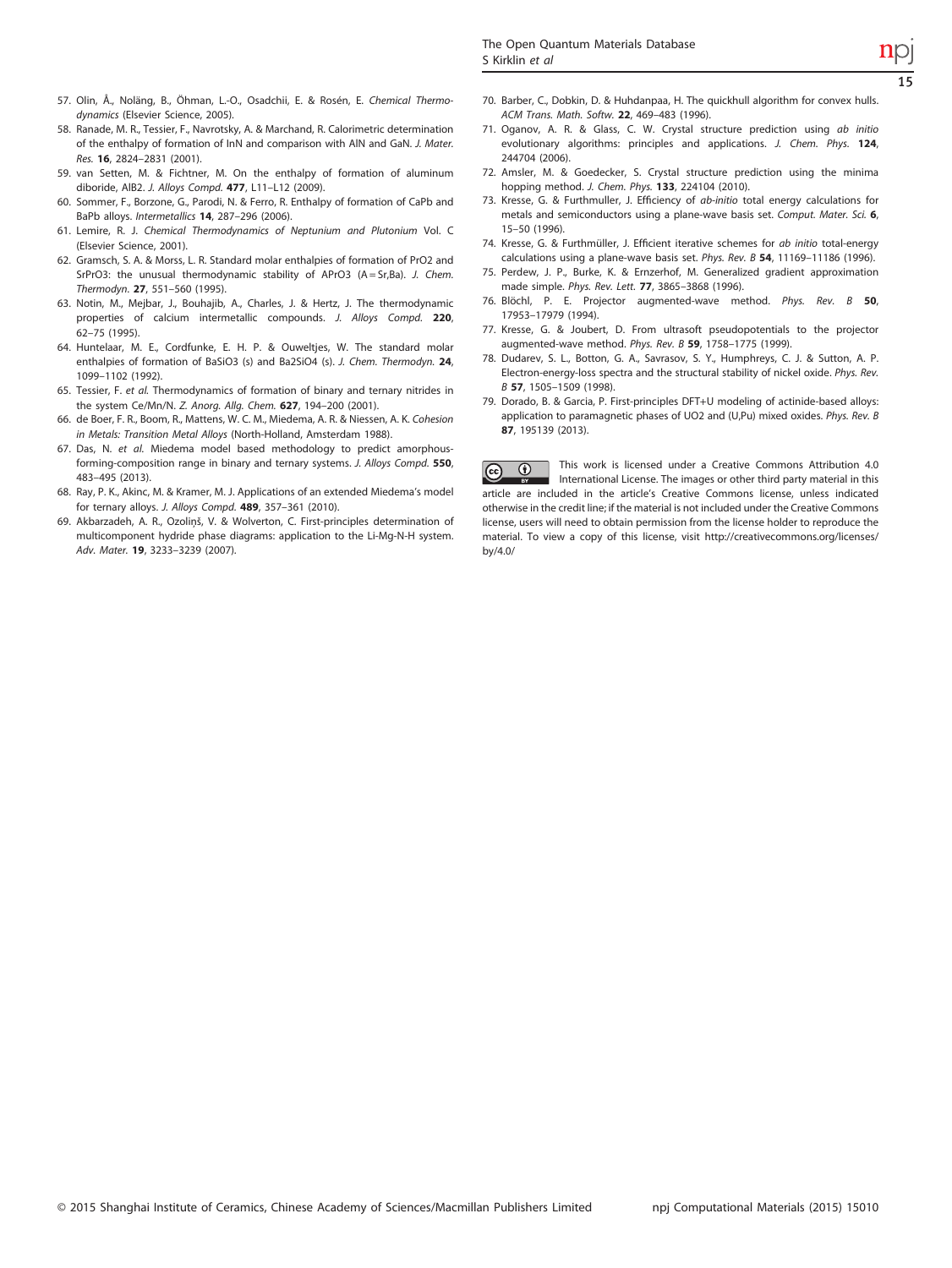57. Olin, Å., Noläng, B., Öhman, L.-O., Osadchii, E. & Rosén, E. *Chemical Thermodynamics* (Elsevier Science, 2005).
58. Ranade, M. R., Tessier, F., Navrotsky, A. & Marchand, R. Calorimetric determination of the enthalpy of formation of InN and comparison with AlN and GaN. *J. Mater. Res.* **16**, 2824–2831 (2001).
59. van Setten, M. & Fichtner, M. On the enthalpy of formation of aluminum diboride, AlB2. *J. Alloys Compd.* **477**, L11–L12 (2009).
60. Sommer, F., Borzone, G., Parodi, N. & Ferro, R. Enthalpy of formation of CaPb and BaPb alloys. *Intermetallics* **14**, 287–296 (2006).
61. Lemire, R. J. *Chemical Thermodynamics of Neptunium and Plutonium* Vol. C (Elsevier Science, 2001).
62. Gramsch, S. A. & Morss, L. R. Standard molar enthalpies of formation of PrO2 and SrPrO3: the unusual thermodynamic stability of APrO3 (A = Sr,Ba). *J. Chem. Thermodyn.* **27**, 551–560 (1995).
63. Notin, M., Mejbar, J., Bouhajib, A., Charles, J. & Hertz, J. The thermodynamic properties of calcium intermetallic compounds. *J. Alloys Compd.* **220**, 62–75 (1995).
64. Huntelaar, M. E., Cordfunke, E. H. P. & Ouweltjes, W. The standard molar enthalpies of formation of BaSiO3 (s) and Ba2SiO4 (s). *J. Chem. Thermodyn.* **24**, 1099–1102 (1992).
65. Tessier, F. *et al.* Thermodynamics of formation of binary and ternary nitrides in the system Ce/Mn/N. *Z. Anorg. Allg. Chem.* **627**, 194–200 (2001).
66. de Boer, F. R., Boom, R., Mattens, W. C. M., Miedema, A. R. & Niessen, A. K. *Cohesion in Metals: Transition Metal Alloys* (North-Holland, Amsterdam 1988).
67. Das, N. *et al.* Miedema model based methodology to predict amorphous-forming-composition range in binary and ternary systems. *J. Alloys Compd.* **550**, 483–495 (2013).
68. Ray, P. K., Akinc, M. & Kramer, M. J. Applications of an extended Miedema's model for ternary alloys. *J. Alloys Compd.* **489**, 357–361 (2010).
69. Akbarzadeh, A. R., Ozoliņš, V. & Wolverton, C. First-principles determination of multicomponent hydride phase diagrams: application to the Li-Mg-N-H system. *Adv. Mater.* **19**, 3233–3239 (2007).
70. Barber, C., Dobkin, D. & Huhdanpaa, H. The quickhull algorithm for convex hulls. *ACM Trans. Math. Softw.* **22**, 469–483 (1996).
71. Oganov, A. R. & Glass, C. W. Crystal structure prediction using *ab initio* evolutionary algorithms: principles and applications. *J. Chem. Phys.* **124**, 244704 (2006).
72. Amsler, M. & Goedecker, S. Crystal structure prediction using the minima hopping method. *J. Chem. Phys.* **133**, 224104 (2010).
73. Kresse, G. & Furthmuller, J. Efficiency of *ab-initio* total energy calculations for metals and semiconductors using a plane-wave basis set. *Comput. Mater. Sci.* **6**, 15–50 (1996).
74. Kresse, G. & Furthmüller, J. Efficient iterative schemes for *ab initio* total-energy calculations using a plane-wave basis set. *Phys. Rev. B* **54**, 11169–11186 (1996).
75. Perdew, J. P., Burke, K. & Ernzerhof, M. Generalized gradient approximation made simple. *Phys. Rev. Lett.* **77**, 3865–3868 (1996).
76. Blöchl, P. E. Projector augmented-wave method. *Phys. Rev. B* **50**, 17953–17979 (1994).
77. Kresse, G. & Joubert, D. From ultrasoft pseudopotentials to the projector augmented-wave method. *Phys. Rev. B* **59**, 1758–1775 (1999).
78. Dudarev, S. L., Botton, G. A., Savrasov, S. Y., Humphreys, C. J. & Sutton, A. P. Electron-energy-loss spectra and the structural stability of nickel oxide. *Phys. Rev. B* **57**, 1505–1509 (1998).
79. Dorado, B. & Garcia, P. First-principles DFT+U modeling of actinide-based alloys: application to paramagnetic phases of UO2 and (U,Pu) mixed oxides. *Phys. Rev. B* **87**, 195139 (2013).

This work is licensed under a Creative Commons Attribution 4.0 International License. The images or other third party material in this article are included in the article's Creative Commons license, unless indicated otherwise in the credit line; if the material is not included under the Creative Commons license, users will need to obtain permission from the license holder to reproduce the material. To view a copy of this license, visit http://creativecommons.org/licenses/by/4.0/